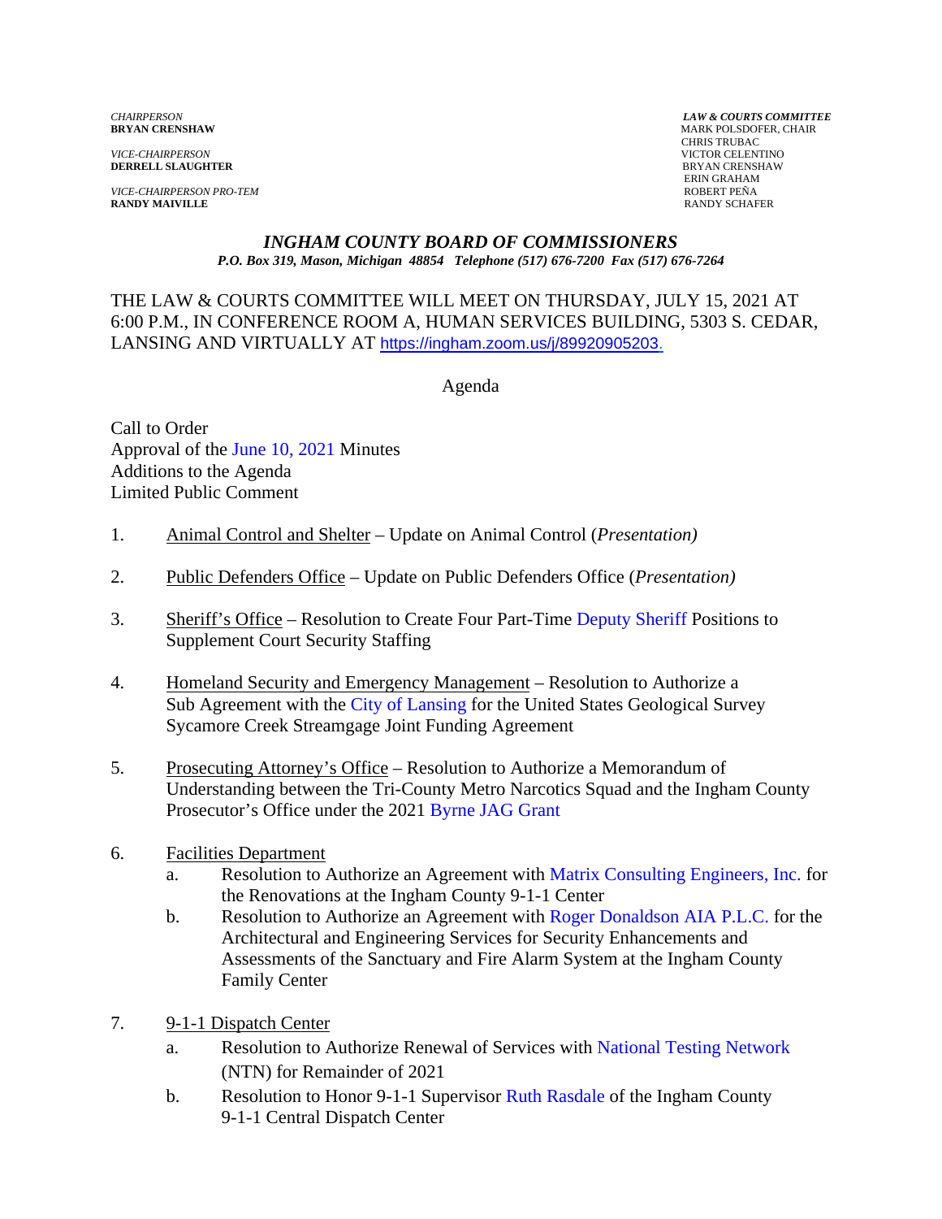*CHAIRPERSON*
**BRYAN CRENSHAW**

*VICE-CHAIRPERSON*
**DERRELL SLAUGHTER**

*VICE-CHAIRPERSON PRO-TEM*
**RANDY MAIVILLE**

***LAW & COURTS COMMITTEE***
MARK POLSDOFER, CHAIR
CHRIS TRUBAC
VICTOR CELENTINO
BRYAN CRENSHAW
ERIN GRAHAM
ROBERT PEÑA
RANDY SCHAFER

# *INGHAM COUNTY BOARD OF COMMISSIONERS*

***P.O. Box 319, Mason, Michigan 48854 Telephone (517) 676-7200 Fax (517) 676-7264***

THE LAW & COURTS COMMITTEE WILL MEET ON THURSDAY, JULY 15, 2021 AT 6:00 P.M., IN CONFERENCE ROOM A, HUMAN SERVICES BUILDING, 5303 S. CEDAR, LANSING AND VIRTUALLY AT https://ingham.zoom.us/j/89920905203.

Agenda

Call to Order
Approval of the June 10, 2021 Minutes
Additions to the Agenda
Limited Public Comment

1. Animal Control and Shelter – Update on Animal Control (*Presentation)*

2. Public Defenders Office – Update on Public Defenders Office (*Presentation)*

3. Sheriff's Office – Resolution to Create Four Part-Time Deputy Sheriff Positions to Supplement Court Security Staffing

4. Homeland Security and Emergency Management – Resolution to Authorize a Sub Agreement with the City of Lansing for the United States Geological Survey Sycamore Creek Streamgage Joint Funding Agreement

5. Prosecuting Attorney's Office – Resolution to Authorize a Memorandum of Understanding between the Tri-County Metro Narcotics Squad and the Ingham County Prosecutor's Office under the 2021 Byrne JAG Grant

6. Facilities Department
   a. Resolution to Authorize an Agreement with Matrix Consulting Engineers, Inc. for the Renovations at the Ingham County 9-1-1 Center
   b. Resolution to Authorize an Agreement with Roger Donaldson AIA P.L.C. for the Architectural and Engineering Services for Security Enhancements and Assessments of the Sanctuary and Fire Alarm System at the Ingham County Family Center

7. 9-1-1 Dispatch Center
   a. Resolution to Authorize Renewal of Services with National Testing Network (NTN) for Remainder of 2021
   b. Resolution to Honor 9-1-1 Supervisor Ruth Rasdale of the Ingham County 9-1-1 Central Dispatch Center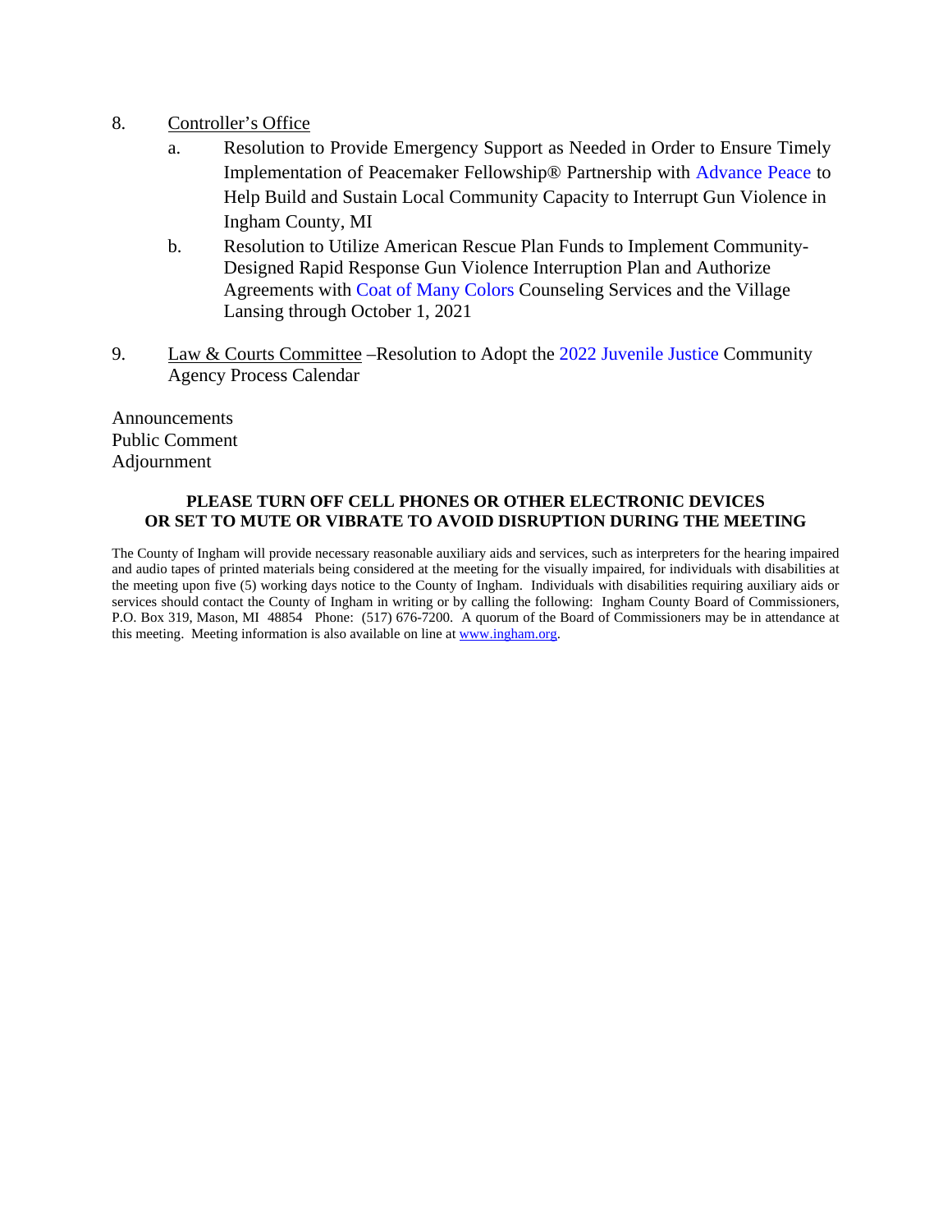8. Controller's Office
    a. Resolution to Provide Emergency Support as Needed in Order to Ensure Timely Implementation of Peacemaker Fellowship® Partnership with Advance Peace to Help Build and Sustain Local Community Capacity to Interrupt Gun Violence in Ingham County, MI
    b. Resolution to Utilize American Rescue Plan Funds to Implement Community-Designed Rapid Response Gun Violence Interruption Plan and Authorize Agreements with Coat of Many Colors Counseling Services and the Village Lansing through October 1, 2021

9. Law & Courts Committee –Resolution to Adopt the 2022 Juvenile Justice Community Agency Process Calendar

Announcements
Public Comment
Adjournment

**PLEASE TURN OFF CELL PHONES OR OTHER ELECTRONIC DEVICES OR SET TO MUTE OR VIBRATE TO AVOID DISRUPTION DURING THE MEETING**

The County of Ingham will provide necessary reasonable auxiliary aids and services, such as interpreters for the hearing impaired and audio tapes of printed materials being considered at the meeting for the visually impaired, for individuals with disabilities at the meeting upon five (5) working days notice to the County of Ingham. Individuals with disabilities requiring auxiliary aids or services should contact the County of Ingham in writing or by calling the following: Ingham County Board of Commissioners, P.O. Box 319, Mason, MI 48854 Phone: (517) 676-7200. A quorum of the Board of Commissioners may be in attendance at this meeting. Meeting information is also available on line at www.ingham.org.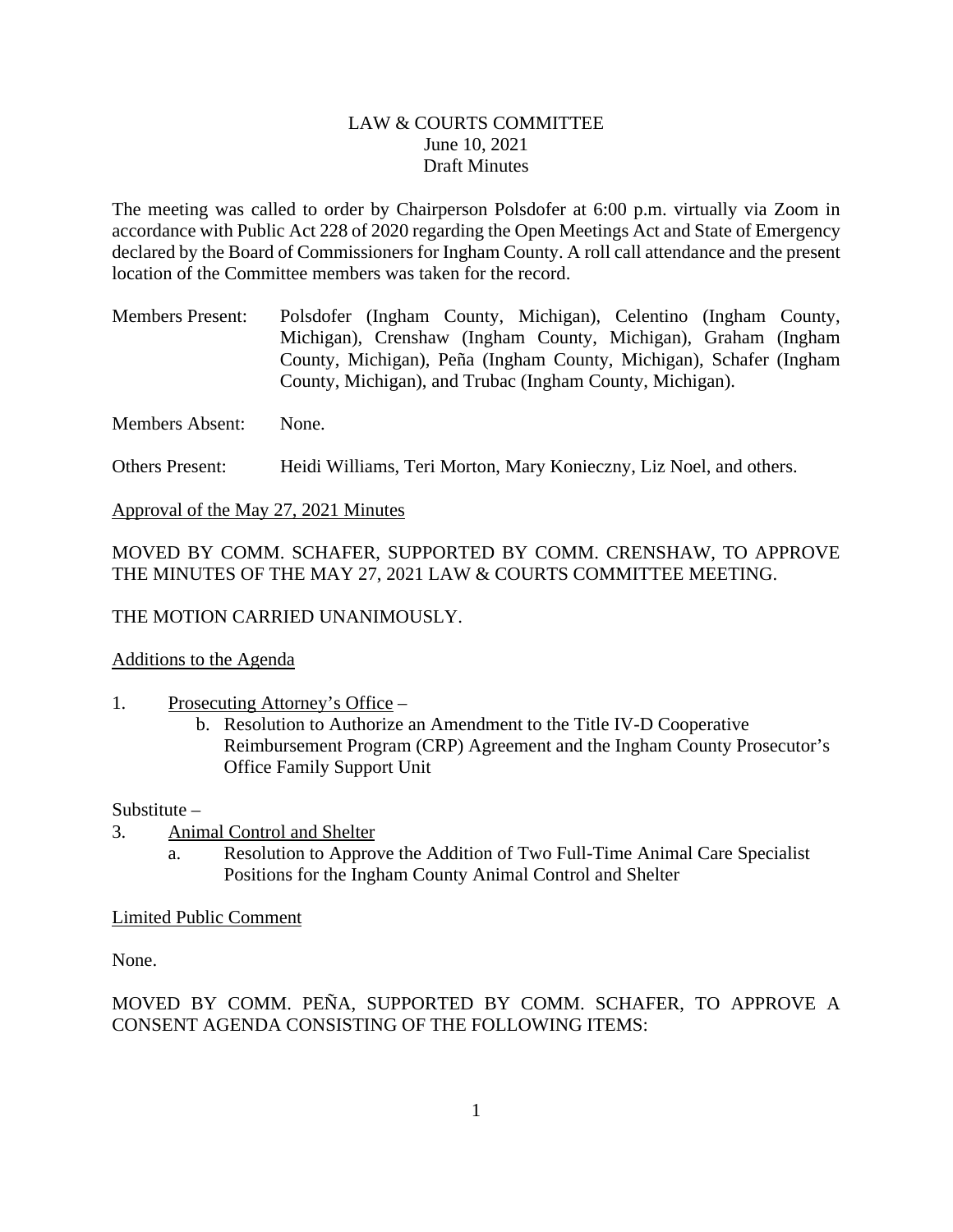LAW & COURTS COMMITTEE
June 10, 2021
Draft Minutes

The meeting was called to order by Chairperson Polsdofer at 6:00 p.m. virtually via Zoom in accordance with Public Act 228 of 2020 regarding the Open Meetings Act and State of Emergency declared by the Board of Commissioners for Ingham County. A roll call attendance and the present location of the Committee members was taken for the record.

Members Present: Polsdofer (Ingham County, Michigan), Celentino (Ingham County, Michigan), Crenshaw (Ingham County, Michigan), Graham (Ingham County, Michigan), Peña (Ingham County, Michigan), Schafer (Ingham County, Michigan), and Trubac (Ingham County, Michigan).

Members Absent: None.

Others Present: Heidi Williams, Teri Morton, Mary Konieczny, Liz Noel, and others.

Approval of the May 27, 2021 Minutes

MOVED BY COMM. SCHAFER, SUPPORTED BY COMM. CRENSHAW, TO APPROVE THE MINUTES OF THE MAY 27, 2021 LAW & COURTS COMMITTEE MEETING.

THE MOTION CARRIED UNANIMOUSLY.

Additions to the Agenda

1. Prosecuting Attorney's Office –
   b. Resolution to Authorize an Amendment to the Title IV-D Cooperative Reimbursement Program (CRP) Agreement and the Ingham County Prosecutor's Office Family Support Unit

Substitute –

3. Animal Control and Shelter
   a. Resolution to Approve the Addition of Two Full-Time Animal Care Specialist Positions for the Ingham County Animal Control and Shelter

Limited Public Comment

None.

MOVED BY COMM. PEÑA, SUPPORTED BY COMM. SCHAFER, TO APPROVE A CONSENT AGENDA CONSISTING OF THE FOLLOWING ITEMS: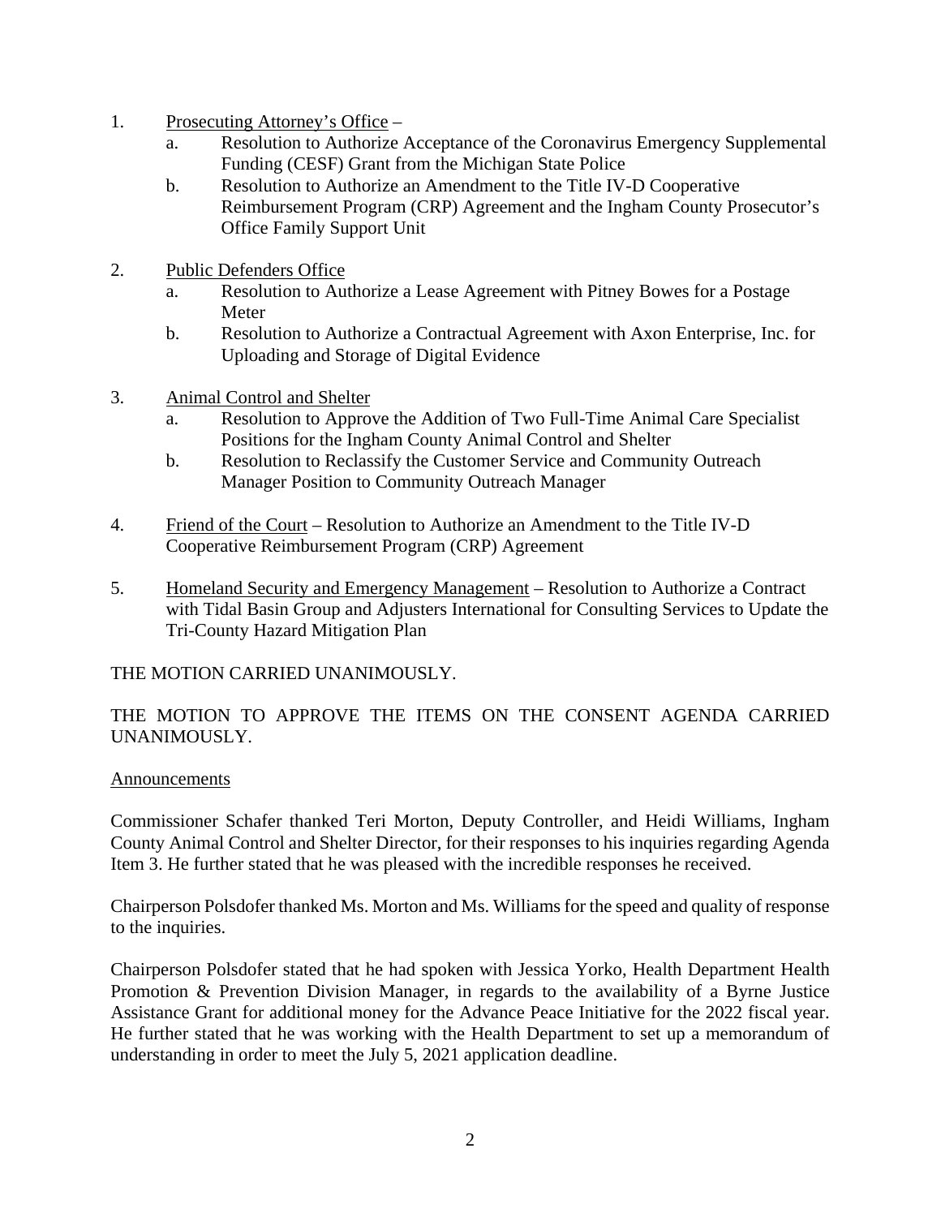1. Prosecuting Attorney's Office –
   a. Resolution to Authorize Acceptance of the Coronavirus Emergency Supplemental Funding (CESF) Grant from the Michigan State Police
   b. Resolution to Authorize an Amendment to the Title IV-D Cooperative Reimbursement Program (CRP) Agreement and the Ingham County Prosecutor's Office Family Support Unit

2. Public Defenders Office
   a. Resolution to Authorize a Lease Agreement with Pitney Bowes for a Postage Meter
   b. Resolution to Authorize a Contractual Agreement with Axon Enterprise, Inc. for Uploading and Storage of Digital Evidence

3. Animal Control and Shelter
   a. Resolution to Approve the Addition of Two Full-Time Animal Care Specialist Positions for the Ingham County Animal Control and Shelter
   b. Resolution to Reclassify the Customer Service and Community Outreach Manager Position to Community Outreach Manager

4. Friend of the Court – Resolution to Authorize an Amendment to the Title IV-D Cooperative Reimbursement Program (CRP) Agreement

5. Homeland Security and Emergency Management – Resolution to Authorize a Contract with Tidal Basin Group and Adjusters International for Consulting Services to Update the Tri-County Hazard Mitigation Plan

THE MOTION CARRIED UNANIMOUSLY.

THE MOTION TO APPROVE THE ITEMS ON THE CONSENT AGENDA CARRIED UNANIMOUSLY.

Announcements

Commissioner Schafer thanked Teri Morton, Deputy Controller, and Heidi Williams, Ingham County Animal Control and Shelter Director, for their responses to his inquiries regarding Agenda Item 3. He further stated that he was pleased with the incredible responses he received.

Chairperson Polsdofer thanked Ms. Morton and Ms. Williams for the speed and quality of response to the inquiries.

Chairperson Polsdofer stated that he had spoken with Jessica Yorko, Health Department Health Promotion & Prevention Division Manager, in regards to the availability of a Byrne Justice Assistance Grant for additional money for the Advance Peace Initiative for the 2022 fiscal year. He further stated that he was working with the Health Department to set up a memorandum of understanding in order to meet the July 5, 2021 application deadline.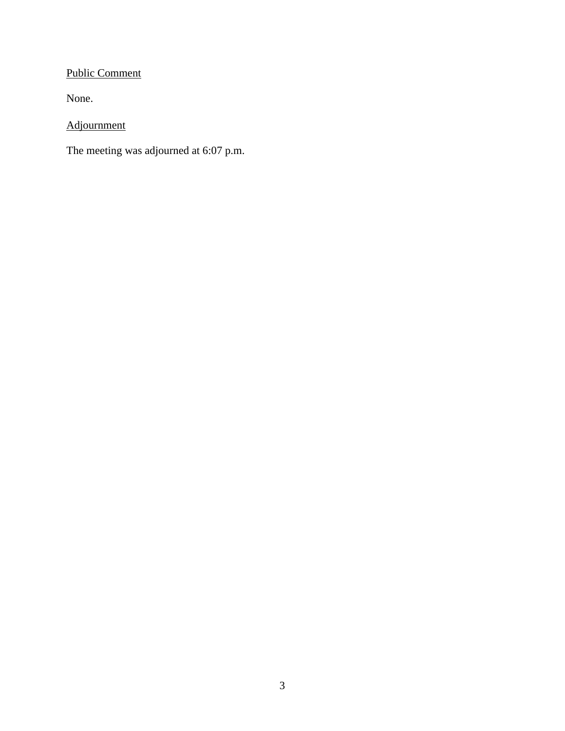Public Comment

None.

Adjournment

The meeting was adjourned at 6:07 p.m.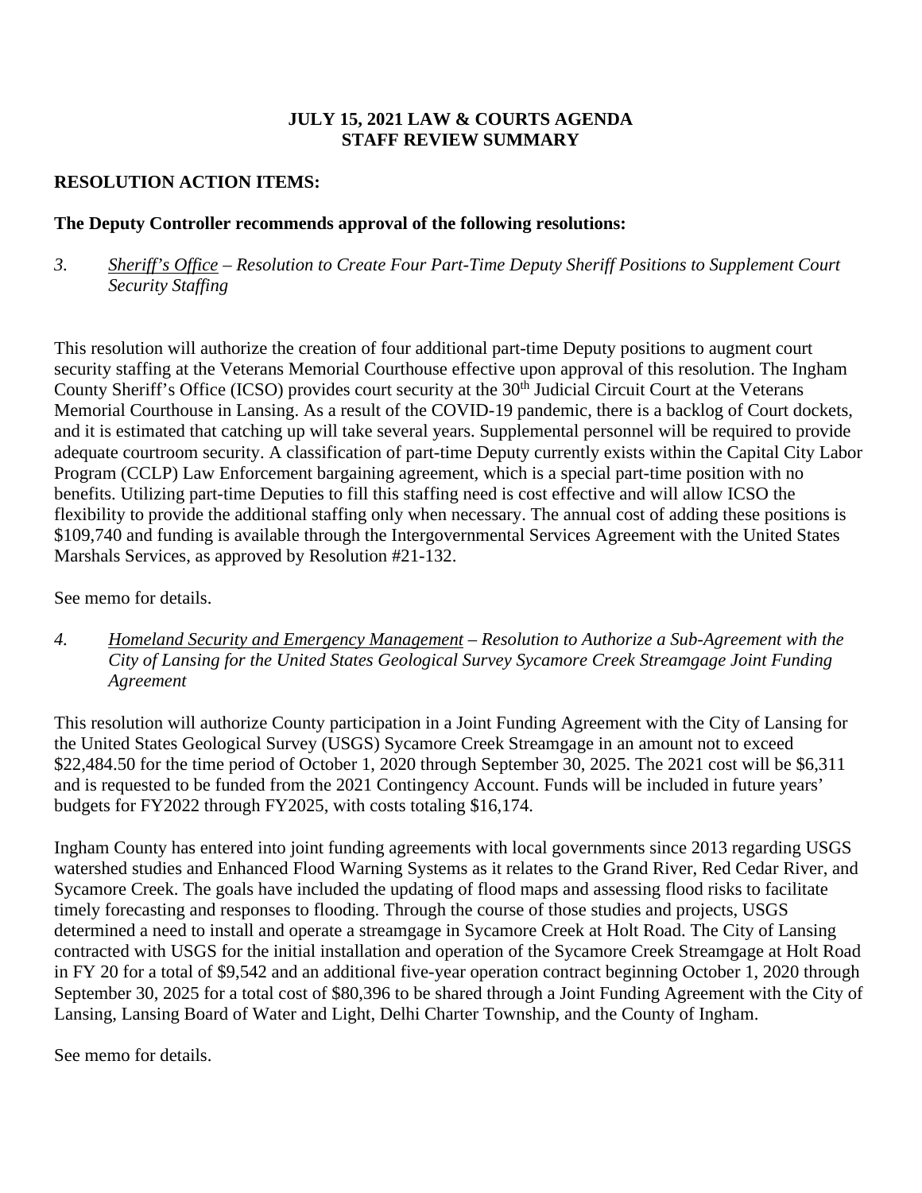**JULY 15, 2021 LAW & COURTS AGENDA**
**STAFF REVIEW SUMMARY**

**RESOLUTION ACTION ITEMS:**

**The Deputy Controller recommends approval of the following resolutions:**

3. *Sheriff's Office – Resolution to Create Four Part-Time Deputy Sheriff Positions to Supplement Court Security Staffing*

This resolution will authorize the creation of four additional part-time Deputy positions to augment court security staffing at the Veterans Memorial Courthouse effective upon approval of this resolution. The Ingham County Sheriff's Office (ICSO) provides court security at the 30th Judicial Circuit Court at the Veterans Memorial Courthouse in Lansing. As a result of the COVID-19 pandemic, there is a backlog of Court dockets, and it is estimated that catching up will take several years. Supplemental personnel will be required to provide adequate courtroom security. A classification of part-time Deputy currently exists within the Capital City Labor Program (CCLP) Law Enforcement bargaining agreement, which is a special part-time position with no benefits. Utilizing part-time Deputies to fill this staffing need is cost effective and will allow ICSO the flexibility to provide the additional staffing only when necessary. The annual cost of adding these positions is $109,740 and funding is available through the Intergovernmental Services Agreement with the United States Marshals Services, as approved by Resolution #21-132.

See memo for details.

4. *Homeland Security and Emergency Management – Resolution to Authorize a Sub-Agreement with the City of Lansing for the United States Geological Survey Sycamore Creek Streamgage Joint Funding Agreement*

This resolution will authorize County participation in a Joint Funding Agreement with the City of Lansing for the United States Geological Survey (USGS) Sycamore Creek Streamgage in an amount not to exceed $22,484.50 for the time period of October 1, 2020 through September 30, 2025. The 2021 cost will be $6,311 and is requested to be funded from the 2021 Contingency Account. Funds will be included in future years' budgets for FY2022 through FY2025, with costs totaling $16,174.

Ingham County has entered into joint funding agreements with local governments since 2013 regarding USGS watershed studies and Enhanced Flood Warning Systems as it relates to the Grand River, Red Cedar River, and Sycamore Creek. The goals have included the updating of flood maps and assessing flood risks to facilitate timely forecasting and responses to flooding. Through the course of those studies and projects, USGS determined a need to install and operate a streamgage in Sycamore Creek at Holt Road. The City of Lansing contracted with USGS for the initial installation and operation of the Sycamore Creek Streamgage at Holt Road in FY 20 for a total of $9,542 and an additional five-year operation contract beginning October 1, 2020 through September 30, 2025 for a total cost of $80,396 to be shared through a Joint Funding Agreement with the City of Lansing, Lansing Board of Water and Light, Delhi Charter Township, and the County of Ingham.

See memo for details.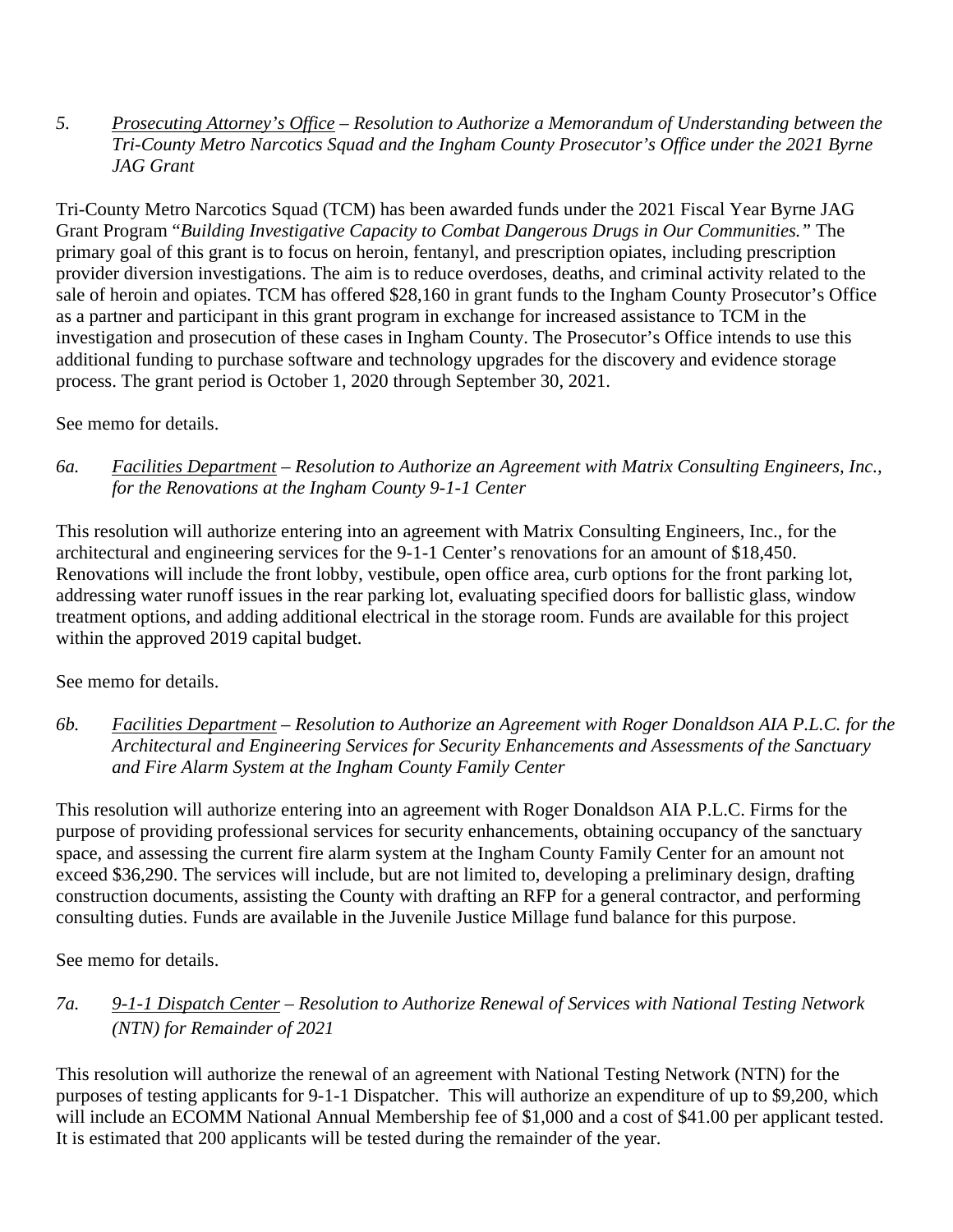5. *<u>Prosecuting Attorney's Office</u> – Resolution to Authorize a Memorandum of Understanding between the Tri-County Metro Narcotics Squad and the Ingham County Prosecutor's Office under the 2021 Byrne JAG Grant*

Tri-County Metro Narcotics Squad (TCM) has been awarded funds under the 2021 Fiscal Year Byrne JAG Grant Program "*Building Investigative Capacity to Combat Dangerous Drugs in Our Communities.*" The primary goal of this grant is to focus on heroin, fentanyl, and prescription opiates, including prescription provider diversion investigations. The aim is to reduce overdoses, deaths, and criminal activity related to the sale of heroin and opiates. TCM has offered $28,160 in grant funds to the Ingham County Prosecutor's Office as a partner and participant in this grant program in exchange for increased assistance to TCM in the investigation and prosecution of these cases in Ingham County. The Prosecutor's Office intends to use this additional funding to purchase software and technology upgrades for the discovery and evidence storage process. The grant period is October 1, 2020 through September 30, 2021.

See memo for details.

6a. *<u>Facilities Department</u> – Resolution to Authorize an Agreement with Matrix Consulting Engineers, Inc., for the Renovations at the Ingham County 9-1-1 Center*

This resolution will authorize entering into an agreement with Matrix Consulting Engineers, Inc., for the architectural and engineering services for the 9-1-1 Center's renovations for an amount of $18,450. Renovations will include the front lobby, vestibule, open office area, curb options for the front parking lot, addressing water runoff issues in the rear parking lot, evaluating specified doors for ballistic glass, window treatment options, and adding additional electrical in the storage room. Funds are available for this project within the approved 2019 capital budget.

See memo for details.

6b. *<u>Facilities Department</u> – Resolution to Authorize an Agreement with Roger Donaldson AIA P.L.C. for the Architectural and Engineering Services for Security Enhancements and Assessments of the Sanctuary and Fire Alarm System at the Ingham County Family Center*

This resolution will authorize entering into an agreement with Roger Donaldson AIA P.L.C. Firms for the purpose of providing professional services for security enhancements, obtaining occupancy of the sanctuary space, and assessing the current fire alarm system at the Ingham County Family Center for an amount not exceed $36,290. The services will include, but are not limited to, developing a preliminary design, drafting construction documents, assisting the County with drafting an RFP for a general contractor, and performing consulting duties. Funds are available in the Juvenile Justice Millage fund balance for this purpose.

See memo for details.

7a. *<u>9-1-1 Dispatch Center</u> – Resolution to Authorize Renewal of Services with National Testing Network (NTN) for Remainder of 2021*

This resolution will authorize the renewal of an agreement with National Testing Network (NTN) for the purposes of testing applicants for 9-1-1 Dispatcher. This will authorize an expenditure of up to $9,200, which will include an ECOMM National Annual Membership fee of $1,000 and a cost of $41.00 per applicant tested. It is estimated that 200 applicants will be tested during the remainder of the year.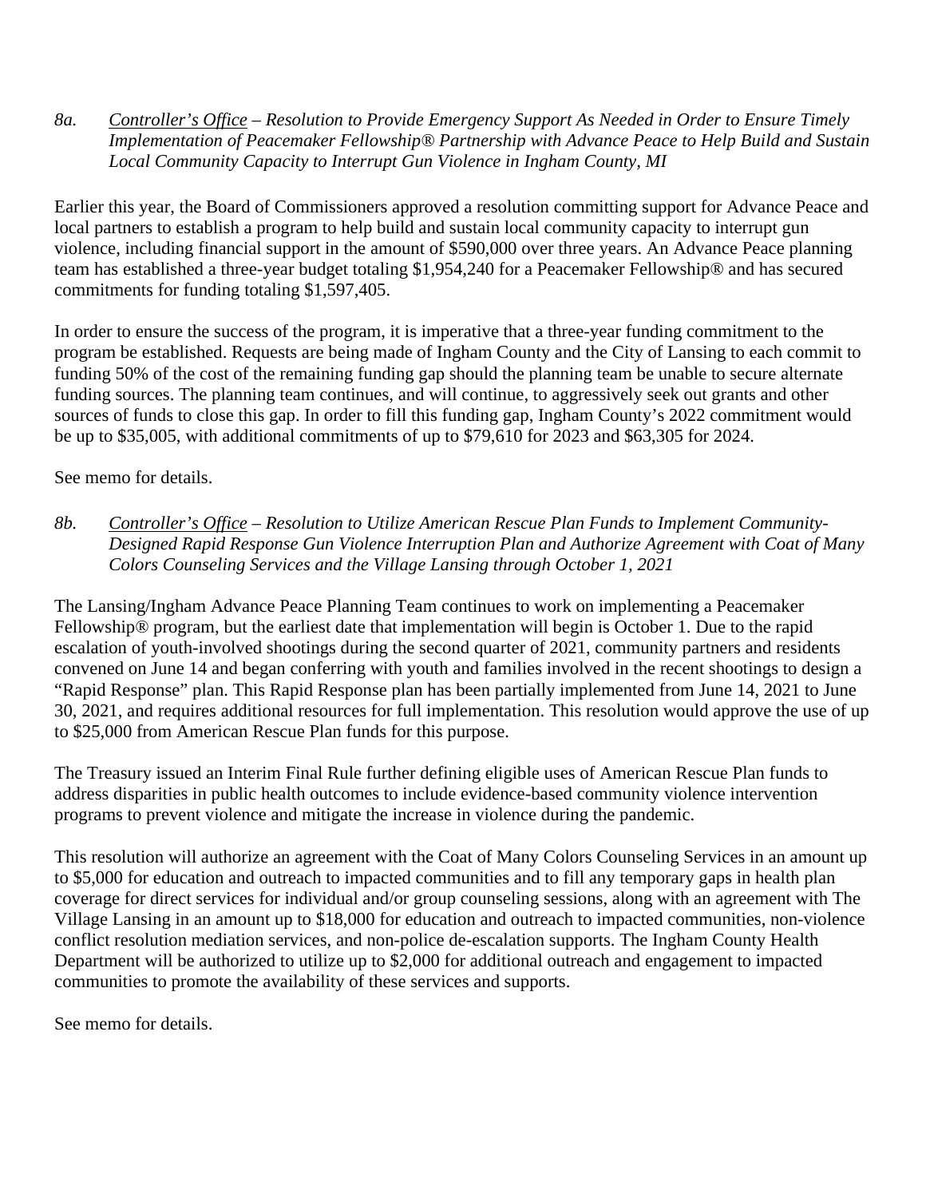*8a.* *Controller's Office – Resolution to Provide Emergency Support As Needed in Order to Ensure Timely Implementation of Peacemaker Fellowship® Partnership with Advance Peace to Help Build and Sustain Local Community Capacity to Interrupt Gun Violence in Ingham County, MI*

Earlier this year, the Board of Commissioners approved a resolution committing support for Advance Peace and local partners to establish a program to help build and sustain local community capacity to interrupt gun violence, including financial support in the amount of $590,000 over three years. An Advance Peace planning team has established a three-year budget totaling $1,954,240 for a Peacemaker Fellowship® and has secured commitments for funding totaling $1,597,405.

In order to ensure the success of the program, it is imperative that a three-year funding commitment to the program be established. Requests are being made of Ingham County and the City of Lansing to each commit to funding 50% of the cost of the remaining funding gap should the planning team be unable to secure alternate funding sources. The planning team continues, and will continue, to aggressively seek out grants and other sources of funds to close this gap. In order to fill this funding gap, Ingham County's 2022 commitment would be up to $35,005, with additional commitments of up to $79,610 for 2023 and $63,305 for 2024.

See memo for details.

*8b.* *Controller's Office – Resolution to Utilize American Rescue Plan Funds to Implement Community-Designed Rapid Response Gun Violence Interruption Plan and Authorize Agreement with Coat of Many Colors Counseling Services and the Village Lansing through October 1, 2021*

The Lansing/Ingham Advance Peace Planning Team continues to work on implementing a Peacemaker Fellowship® program, but the earliest date that implementation will begin is October 1. Due to the rapid escalation of youth-involved shootings during the second quarter of 2021, community partners and residents convened on June 14 and began conferring with youth and families involved in the recent shootings to design a "Rapid Response" plan. This Rapid Response plan has been partially implemented from June 14, 2021 to June 30, 2021, and requires additional resources for full implementation. This resolution would approve the use of up to $25,000 from American Rescue Plan funds for this purpose.

The Treasury issued an Interim Final Rule further defining eligible uses of American Rescue Plan funds to address disparities in public health outcomes to include evidence-based community violence intervention programs to prevent violence and mitigate the increase in violence during the pandemic.

This resolution will authorize an agreement with the Coat of Many Colors Counseling Services in an amount up to $5,000 for education and outreach to impacted communities and to fill any temporary gaps in health plan coverage for direct services for individual and/or group counseling sessions, along with an agreement with The Village Lansing in an amount up to $18,000 for education and outreach to impacted communities, non-violence conflict resolution mediation services, and non-police de-escalation supports. The Ingham County Health Department will be authorized to utilize up to $2,000 for additional outreach and engagement to impacted communities to promote the availability of these services and supports.

See memo for details.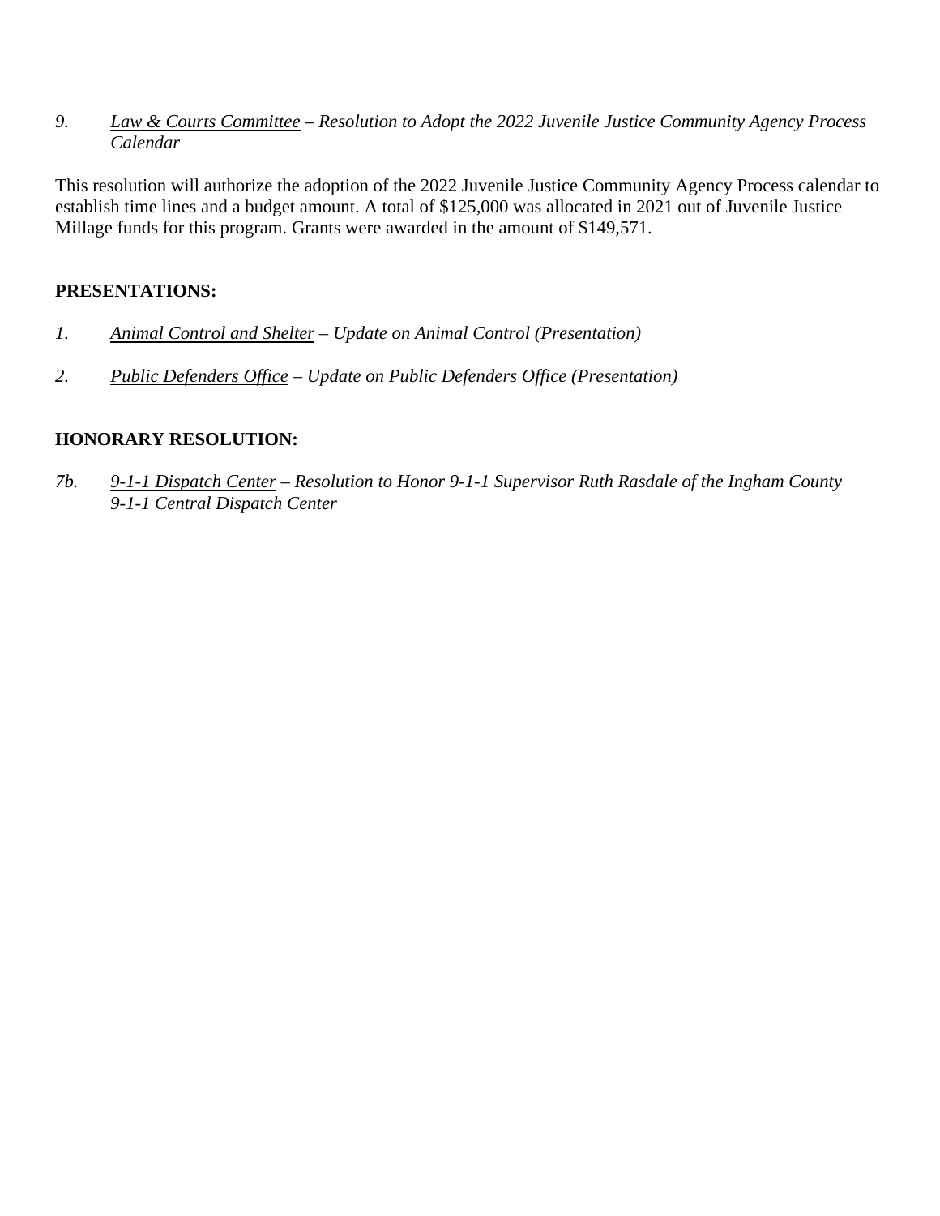*9. Law & Courts Committee – Resolution to Adopt the 2022 Juvenile Justice Community Agency Process Calendar*

This resolution will authorize the adoption of the 2022 Juvenile Justice Community Agency Process calendar to establish time lines and a budget amount. A total of $125,000 was allocated in 2021 out of Juvenile Justice Millage funds for this program. Grants were awarded in the amount of $149,571.

**PRESENTATIONS:**

*1. Animal Control and Shelter – Update on Animal Control (Presentation)*

*2. Public Defenders Office – Update on Public Defenders Office (Presentation)*

**HONORARY RESOLUTION:**

*7b. 9-1-1 Dispatch Center – Resolution to Honor 9-1-1 Supervisor Ruth Rasdale of the Ingham County 9-1-1 Central Dispatch Center*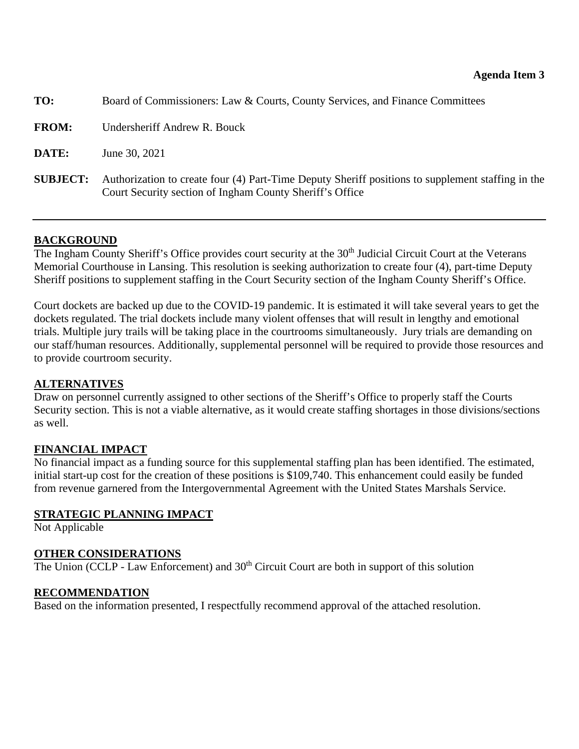**Agenda Item 3**

**TO:** Board of Commissioners: Law & Courts, County Services, and Finance Committees

**FROM:** Undersheriff Andrew R. Bouck

**DATE:** June 30, 2021

**SUBJECT:** Authorization to create four (4) Part-Time Deputy Sheriff positions to supplement staffing in the Court Security section of Ingham County Sheriff's Office

---

## BACKGROUND

The Ingham County Sheriff's Office provides court security at the 30th Judicial Circuit Court at the Veterans Memorial Courthouse in Lansing. This resolution is seeking authorization to create four (4), part-time Deputy Sheriff positions to supplement staffing in the Court Security section of the Ingham County Sheriff's Office.

Court dockets are backed up due to the COVID-19 pandemic. It is estimated it will take several years to get the dockets regulated. The trial dockets include many violent offenses that will result in lengthy and emotional trials. Multiple jury trails will be taking place in the courtrooms simultaneously. Jury trials are demanding on our staff/human resources. Additionally, supplemental personnel will be required to provide those resources and to provide courtroom security.

## ALTERNATIVES

Draw on personnel currently assigned to other sections of the Sheriff's Office to properly staff the Courts Security section. This is not a viable alternative, as it would create staffing shortages in those divisions/sections as well.

## FINANCIAL IMPACT

No financial impact as a funding source for this supplemental staffing plan has been identified. The estimated, initial start-up cost for the creation of these positions is $109,740. This enhancement could easily be funded from revenue garnered from the Intergovernmental Agreement with the United States Marshals Service.

## STRATEGIC PLANNING IMPACT

Not Applicable

## OTHER CONSIDERATIONS

The Union (CCLP - Law Enforcement) and 30th Circuit Court are both in support of this solution

## RECOMMENDATION

Based on the information presented, I respectfully recommend approval of the attached resolution.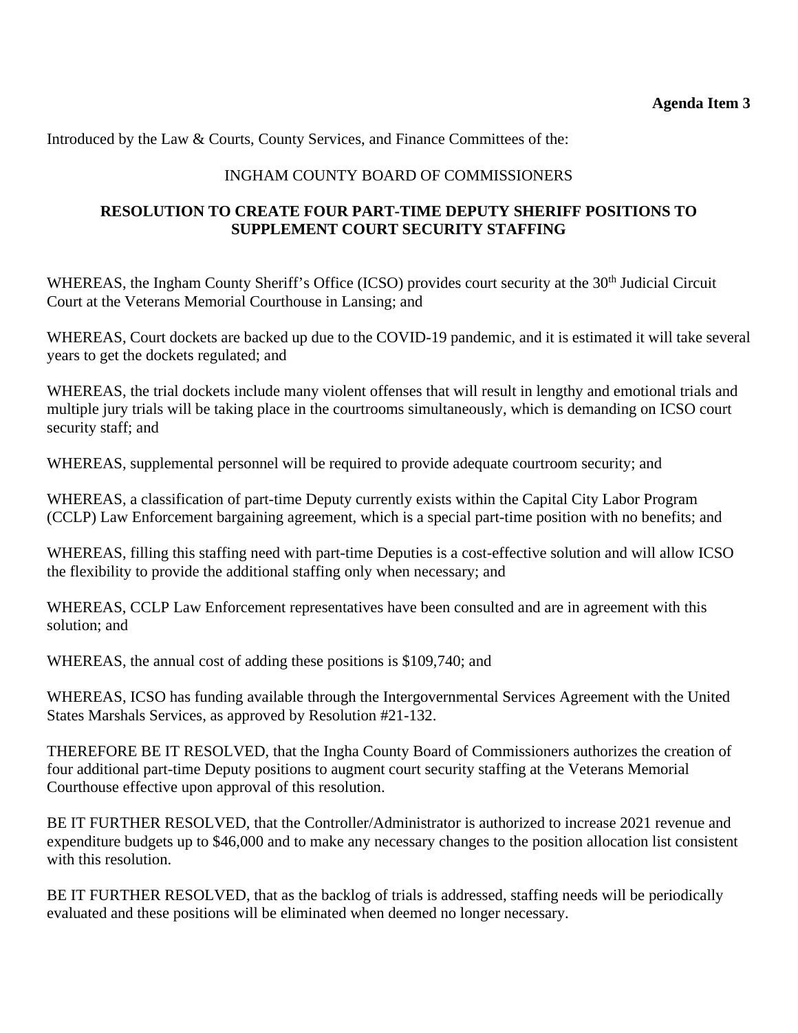**Agenda Item 3**

Introduced by the Law & Courts, County Services, and Finance Committees of the:

INGHAM COUNTY BOARD OF COMMISSIONERS

**RESOLUTION TO CREATE FOUR PART-TIME DEPUTY SHERIFF POSITIONS TO SUPPLEMENT COURT SECURITY STAFFING**

WHEREAS, the Ingham County Sheriff's Office (ICSO) provides court security at the 30th Judicial Circuit Court at the Veterans Memorial Courthouse in Lansing; and

WHEREAS, Court dockets are backed up due to the COVID-19 pandemic, and it is estimated it will take several years to get the dockets regulated; and

WHEREAS, the trial dockets include many violent offenses that will result in lengthy and emotional trials and multiple jury trials will be taking place in the courtrooms simultaneously, which is demanding on ICSO court security staff; and

WHEREAS, supplemental personnel will be required to provide adequate courtroom security; and

WHEREAS, a classification of part-time Deputy currently exists within the Capital City Labor Program (CCLP) Law Enforcement bargaining agreement, which is a special part-time position with no benefits; and

WHEREAS, filling this staffing need with part-time Deputies is a cost-effective solution and will allow ICSO the flexibility to provide the additional staffing only when necessary; and

WHEREAS, CCLP Law Enforcement representatives have been consulted and are in agreement with this solution; and

WHEREAS, the annual cost of adding these positions is $109,740; and

WHEREAS, ICSO has funding available through the Intergovernmental Services Agreement with the United States Marshals Services, as approved by Resolution #21-132.

THEREFORE BE IT RESOLVED, that the Ingha County Board of Commissioners authorizes the creation of four additional part-time Deputy positions to augment court security staffing at the Veterans Memorial Courthouse effective upon approval of this resolution.

BE IT FURTHER RESOLVED, that the Controller/Administrator is authorized to increase 2021 revenue and expenditure budgets up to $46,000 and to make any necessary changes to the position allocation list consistent with this resolution.

BE IT FURTHER RESOLVED, that as the backlog of trials is addressed, staffing needs will be periodically evaluated and these positions will be eliminated when deemed no longer necessary.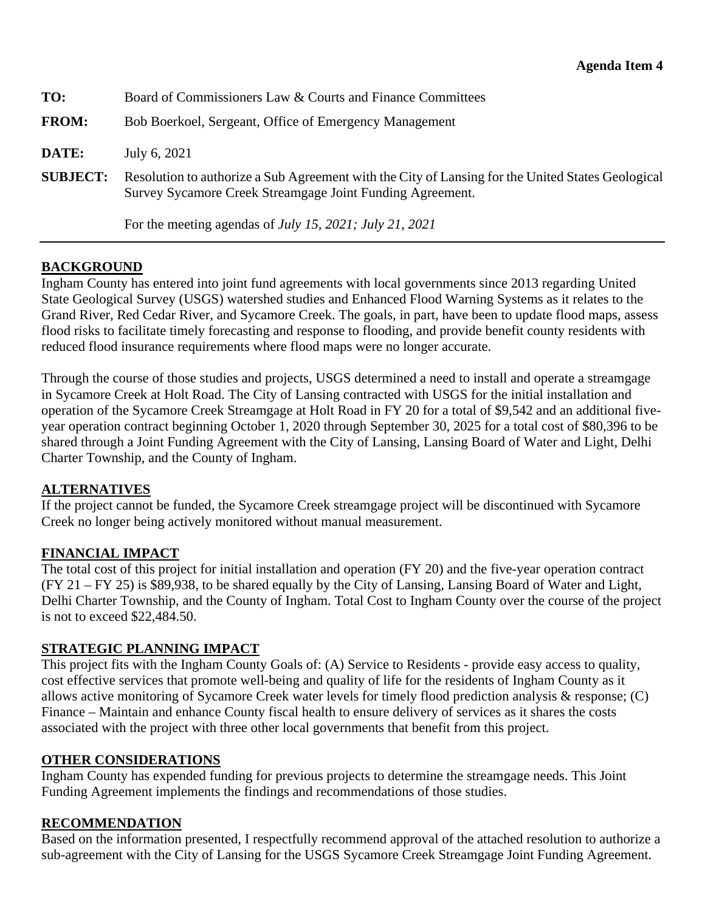**Agenda Item 4**

**TO:** Board of Commissioners Law & Courts and Finance Committees

**FROM:** Bob Boerkoel, Sergeant, Office of Emergency Management

**DATE:** July 6, 2021

**SUBJECT:** Resolution to authorize a Sub Agreement with the City of Lansing for the United States Geological Survey Sycamore Creek Streamgage Joint Funding Agreement.

For the meeting agendas of *July 15, 2021; July 21, 2021*

---

## BACKGROUND

Ingham County has entered into joint fund agreements with local governments since 2013 regarding United State Geological Survey (USGS) watershed studies and Enhanced Flood Warning Systems as it relates to the Grand River, Red Cedar River, and Sycamore Creek. The goals, in part, have been to update flood maps, assess flood risks to facilitate timely forecasting and response to flooding, and provide benefit county residents with reduced flood insurance requirements where flood maps were no longer accurate.

Through the course of those studies and projects, USGS determined a need to install and operate a streamgage in Sycamore Creek at Holt Road. The City of Lansing contracted with USGS for the initial installation and operation of the Sycamore Creek Streamgage at Holt Road in FY 20 for a total of $9,542 and an additional five-year operation contract beginning October 1, 2020 through September 30, 2025 for a total cost of $80,396 to be shared through a Joint Funding Agreement with the City of Lansing, Lansing Board of Water and Light, Delhi Charter Township, and the County of Ingham.

## ALTERNATIVES

If the project cannot be funded, the Sycamore Creek streamgage project will be discontinued with Sycamore Creek no longer being actively monitored without manual measurement.

## FINANCIAL IMPACT

The total cost of this project for initial installation and operation (FY 20) and the five-year operation contract (FY 21 – FY 25) is $89,938, to be shared equally by the City of Lansing, Lansing Board of Water and Light, Delhi Charter Township, and the County of Ingham. Total Cost to Ingham County over the course of the project is not to exceed $22,484.50.

## STRATEGIC PLANNING IMPACT

This project fits with the Ingham County Goals of: (A) Service to Residents - provide easy access to quality, cost effective services that promote well-being and quality of life for the residents of Ingham County as it allows active monitoring of Sycamore Creek water levels for timely flood prediction analysis & response; (C) Finance – Maintain and enhance County fiscal health to ensure delivery of services as it shares the costs associated with the project with three other local governments that benefit from this project.

## OTHER CONSIDERATIONS

Ingham County has expended funding for previous projects to determine the streamgage needs. This Joint Funding Agreement implements the findings and recommendations of those studies.

## RECOMMENDATION

Based on the information presented, I respectfully recommend approval of the attached resolution to authorize a sub-agreement with the City of Lansing for the USGS Sycamore Creek Streamgage Joint Funding Agreement.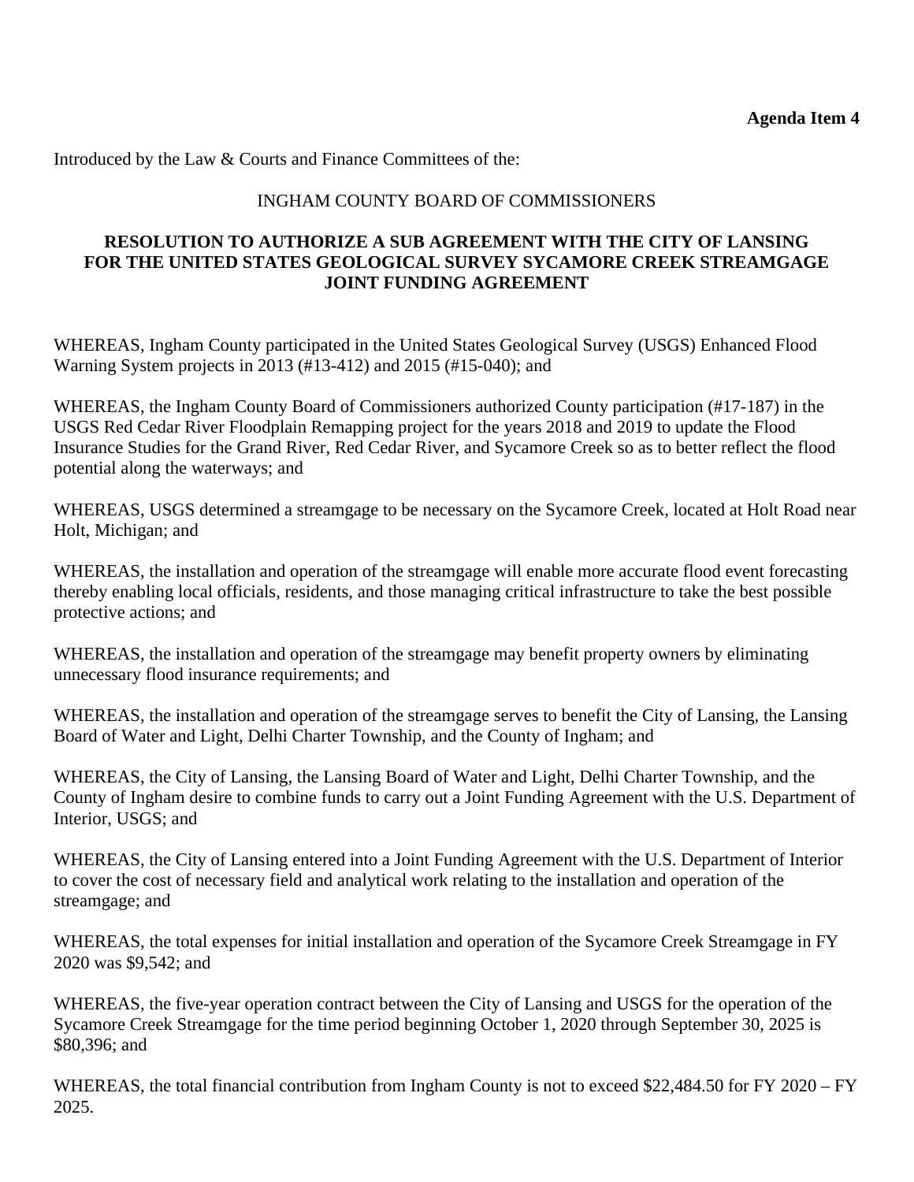**Agenda Item 4**

Introduced by the Law & Courts and Finance Committees of the:

INGHAM COUNTY BOARD OF COMMISSIONERS

**RESOLUTION TO AUTHORIZE A SUB AGREEMENT WITH THE CITY OF LANSING FOR THE UNITED STATES GEOLOGICAL SURVEY SYCAMORE CREEK STREAMGAGE JOINT FUNDING AGREEMENT**

WHEREAS, Ingham County participated in the United States Geological Survey (USGS) Enhanced Flood Warning System projects in 2013 (#13-412) and 2015 (#15-040); and

WHEREAS, the Ingham County Board of Commissioners authorized County participation (#17-187) in the USGS Red Cedar River Floodplain Remapping project for the years 2018 and 2019 to update the Flood Insurance Studies for the Grand River, Red Cedar River, and Sycamore Creek so as to better reflect the flood potential along the waterways; and

WHEREAS, USGS determined a streamgage to be necessary on the Sycamore Creek, located at Holt Road near Holt, Michigan; and

WHEREAS, the installation and operation of the streamgage will enable more accurate flood event forecasting thereby enabling local officials, residents, and those managing critical infrastructure to take the best possible protective actions; and

WHEREAS, the installation and operation of the streamgage may benefit property owners by eliminating unnecessary flood insurance requirements; and

WHEREAS, the installation and operation of the streamgage serves to benefit the City of Lansing, the Lansing Board of Water and Light, Delhi Charter Township, and the County of Ingham; and

WHEREAS, the City of Lansing, the Lansing Board of Water and Light, Delhi Charter Township, and the County of Ingham desire to combine funds to carry out a Joint Funding Agreement with the U.S. Department of Interior, USGS; and

WHEREAS, the City of Lansing entered into a Joint Funding Agreement with the U.S. Department of Interior to cover the cost of necessary field and analytical work relating to the installation and operation of the streamgage; and

WHEREAS, the total expenses for initial installation and operation of the Sycamore Creek Streamgage in FY 2020 was $9,542; and

WHEREAS, the five-year operation contract between the City of Lansing and USGS for the operation of the Sycamore Creek Streamgage for the time period beginning October 1, 2020 through September 30, 2025 is $80,396; and

WHEREAS, the total financial contribution from Ingham County is not to exceed $22,484.50 for FY 2020 – FY 2025.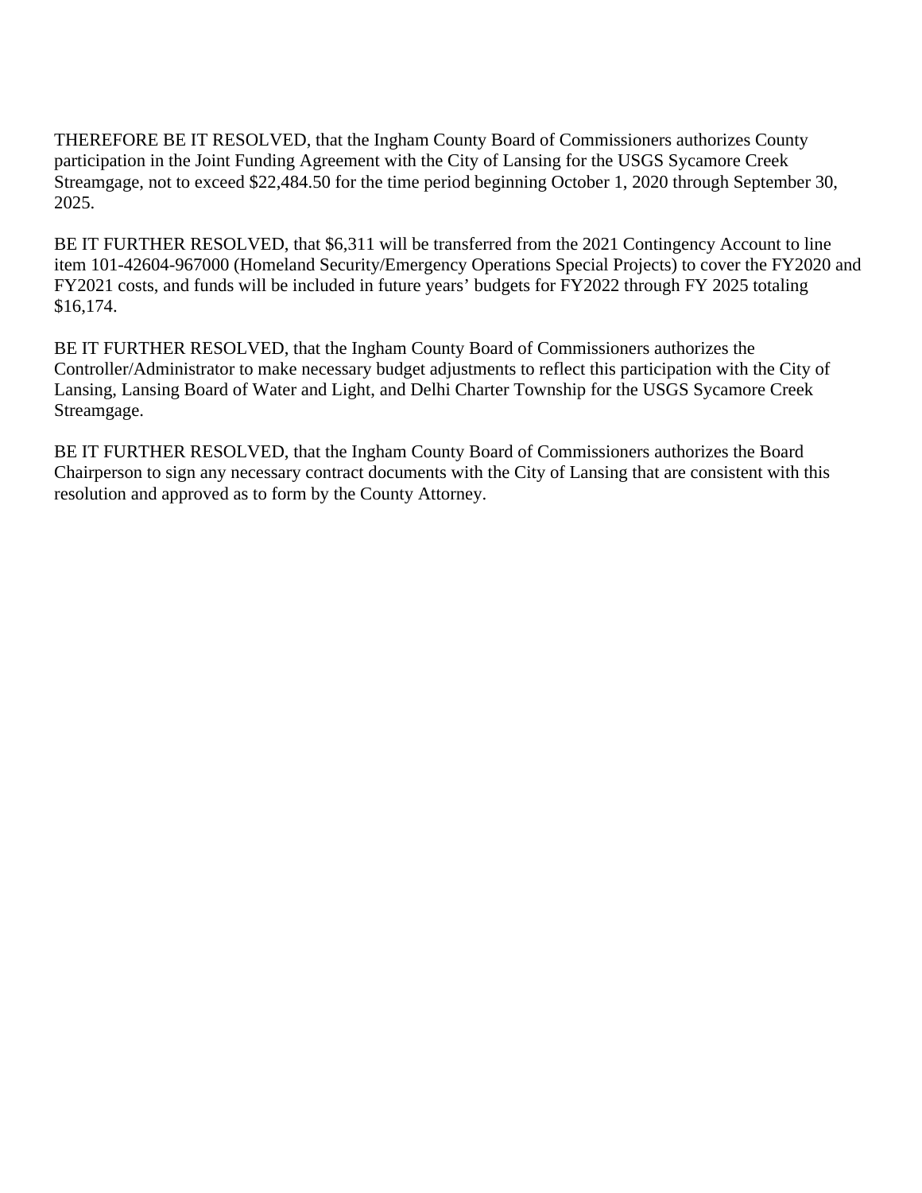THEREFORE BE IT RESOLVED, that the Ingham County Board of Commissioners authorizes County participation in the Joint Funding Agreement with the City of Lansing for the USGS Sycamore Creek Streamgage, not to exceed $22,484.50 for the time period beginning October 1, 2020 through September 30, 2025.

BE IT FURTHER RESOLVED, that $6,311 will be transferred from the 2021 Contingency Account to line item 101-42604-967000 (Homeland Security/Emergency Operations Special Projects) to cover the FY2020 and FY2021 costs, and funds will be included in future years' budgets for FY2022 through FY 2025 totaling $16,174.

BE IT FURTHER RESOLVED, that the Ingham County Board of Commissioners authorizes the Controller/Administrator to make necessary budget adjustments to reflect this participation with the City of Lansing, Lansing Board of Water and Light, and Delhi Charter Township for the USGS Sycamore Creek Streamgage.

BE IT FURTHER RESOLVED, that the Ingham County Board of Commissioners authorizes the Board Chairperson to sign any necessary contract documents with the City of Lansing that are consistent with this resolution and approved as to form by the County Attorney.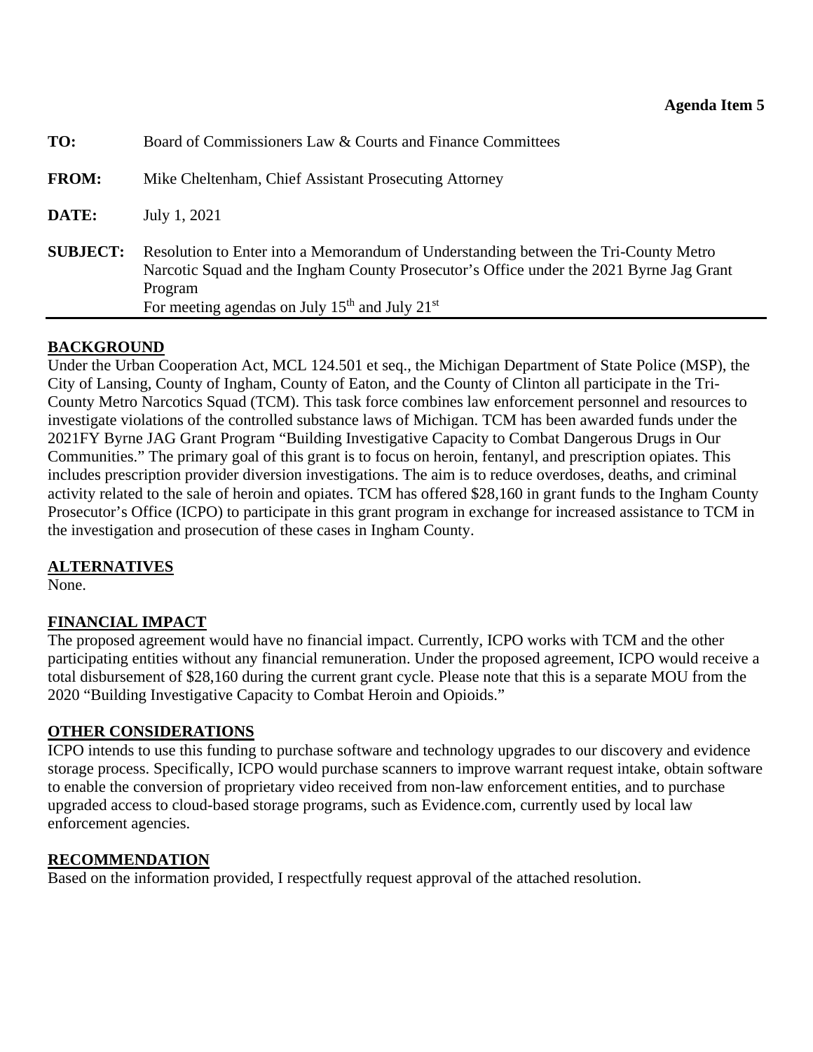**Agenda Item 5**

| | |
|---|---|
| **TO:** | Board of Commissioners Law & Courts and Finance Committees |
| **FROM:** | Mike Cheltenham, Chief Assistant Prosecuting Attorney |
| **DATE:** | July 1, 2021 |
| **SUBJECT:** | Resolution to Enter into a Memorandum of Understanding between the Tri-County Metro Narcotic Squad and the Ingham County Prosecutor's Office under the 2021 Byrne Jag Grant Program<br>For meeting agendas on July 15th and July 21st |

**BACKGROUND**

Under the Urban Cooperation Act, MCL 124.501 et seq., the Michigan Department of State Police (MSP), the City of Lansing, County of Ingham, County of Eaton, and the County of Clinton all participate in the Tri-County Metro Narcotics Squad (TCM). This task force combines law enforcement personnel and resources to investigate violations of the controlled substance laws of Michigan. TCM has been awarded funds under the 2021FY Byrne JAG Grant Program "Building Investigative Capacity to Combat Dangerous Drugs in Our Communities." The primary goal of this grant is to focus on heroin, fentanyl, and prescription opiates. This includes prescription provider diversion investigations. The aim is to reduce overdoses, deaths, and criminal activity related to the sale of heroin and opiates. TCM has offered $28,160 in grant funds to the Ingham County Prosecutor's Office (ICPO) to participate in this grant program in exchange for increased assistance to TCM in the investigation and prosecution of these cases in Ingham County.

**ALTERNATIVES**

None.

**FINANCIAL IMPACT**

The proposed agreement would have no financial impact. Currently, ICPO works with TCM and the other participating entities without any financial remuneration. Under the proposed agreement, ICPO would receive a total disbursement of $28,160 during the current grant cycle. Please note that this is a separate MOU from the 2020 "Building Investigative Capacity to Combat Heroin and Opioids."

**OTHER CONSIDERATIONS**

ICPO intends to use this funding to purchase software and technology upgrades to our discovery and evidence storage process. Specifically, ICPO would purchase scanners to improve warrant request intake, obtain software to enable the conversion of proprietary video received from non-law enforcement entities, and to purchase upgraded access to cloud-based storage programs, such as Evidence.com, currently used by local law enforcement agencies.

**RECOMMENDATION**

Based on the information provided, I respectfully request approval of the attached resolution.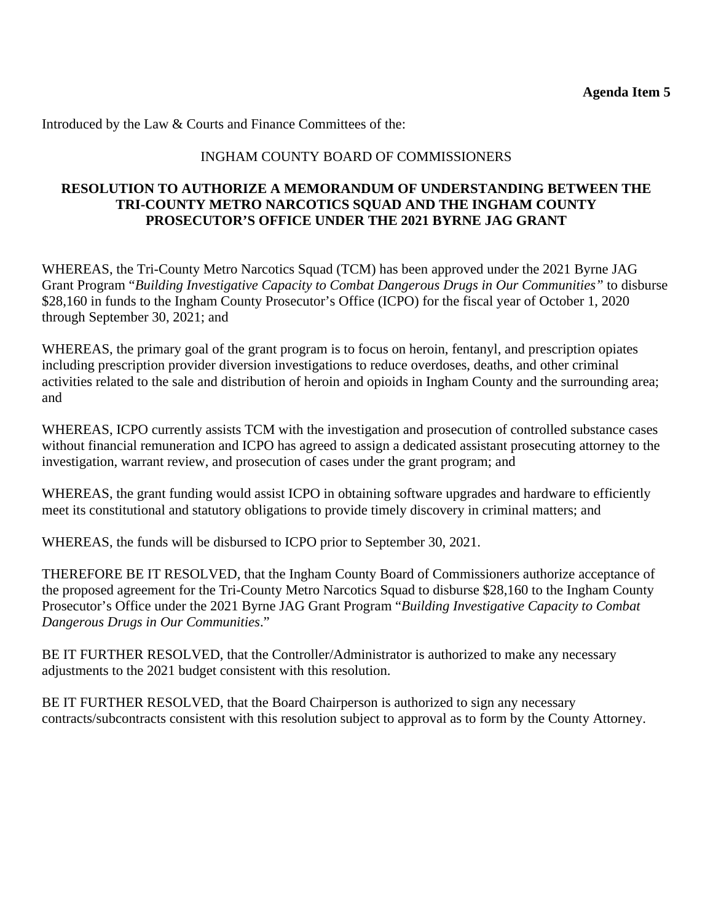**Agenda Item 5**

Introduced by the Law & Courts and Finance Committees of the:

INGHAM COUNTY BOARD OF COMMISSIONERS

**RESOLUTION TO AUTHORIZE A MEMORANDUM OF UNDERSTANDING BETWEEN THE TRI-COUNTY METRO NARCOTICS SQUAD AND THE INGHAM COUNTY PROSECUTOR'S OFFICE UNDER THE 2021 BYRNE JAG GRANT**

WHEREAS, the Tri-County Metro Narcotics Squad (TCM) has been approved under the 2021 Byrne JAG Grant Program "*Building Investigative Capacity to Combat Dangerous Drugs in Our Communities"* to disburse $28,160 in funds to the Ingham County Prosecutor's Office (ICPO) for the fiscal year of October 1, 2020 through September 30, 2021; and

WHEREAS, the primary goal of the grant program is to focus on heroin, fentanyl, and prescription opiates including prescription provider diversion investigations to reduce overdoses, deaths, and other criminal activities related to the sale and distribution of heroin and opioids in Ingham County and the surrounding area; and

WHEREAS, ICPO currently assists TCM with the investigation and prosecution of controlled substance cases without financial remuneration and ICPO has agreed to assign a dedicated assistant prosecuting attorney to the investigation, warrant review, and prosecution of cases under the grant program; and

WHEREAS, the grant funding would assist ICPO in obtaining software upgrades and hardware to efficiently meet its constitutional and statutory obligations to provide timely discovery in criminal matters; and

WHEREAS, the funds will be disbursed to ICPO prior to September 30, 2021.

THEREFORE BE IT RESOLVED, that the Ingham County Board of Commissioners authorize acceptance of the proposed agreement for the Tri-County Metro Narcotics Squad to disburse $28,160 to the Ingham County Prosecutor's Office under the 2021 Byrne JAG Grant Program "*Building Investigative Capacity to Combat Dangerous Drugs in Our Communities*."

BE IT FURTHER RESOLVED, that the Controller/Administrator is authorized to make any necessary adjustments to the 2021 budget consistent with this resolution.

BE IT FURTHER RESOLVED, that the Board Chairperson is authorized to sign any necessary contracts/subcontracts consistent with this resolution subject to approval as to form by the County Attorney.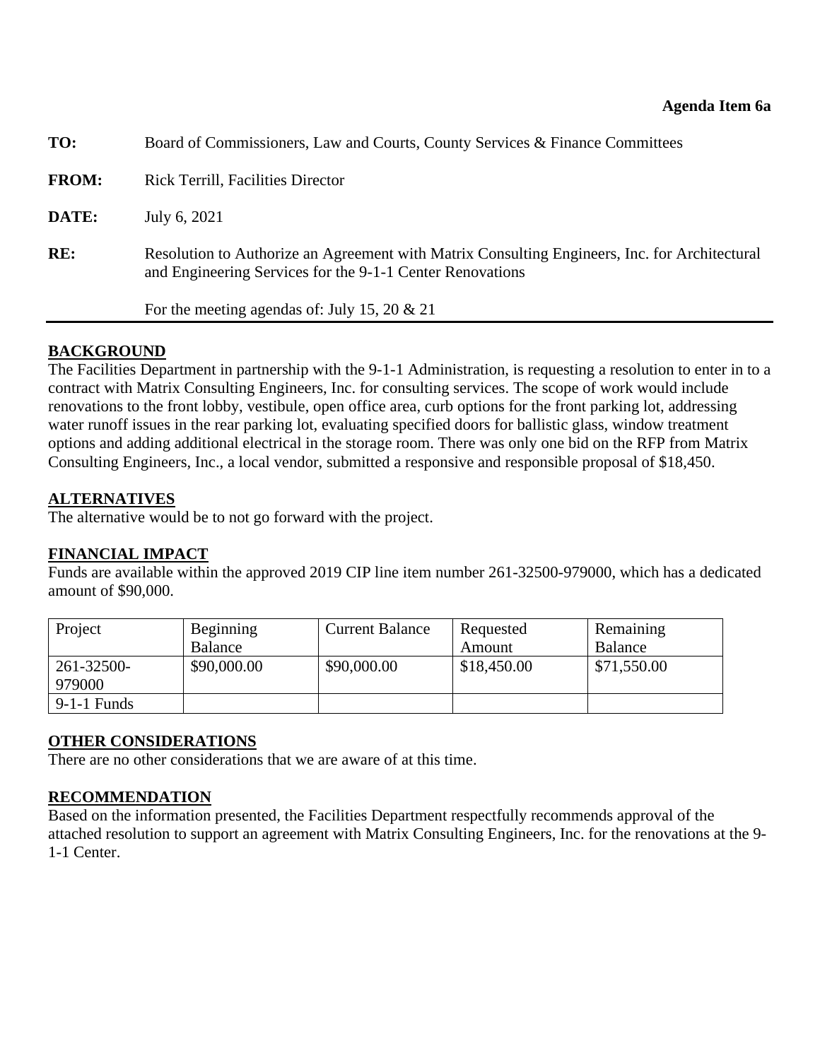**Agenda Item 6a**

**TO:** Board of Commissioners, Law and Courts, County Services & Finance Committees

**FROM:** Rick Terrill, Facilities Director

**DATE:** July 6, 2021

**RE:** Resolution to Authorize an Agreement with Matrix Consulting Engineers, Inc. for Architectural and Engineering Services for the 9-1-1 Center Renovations

For the meeting agendas of: July 15, 20 & 21

---

## BACKGROUND

The Facilities Department in partnership with the 9-1-1 Administration, is requesting a resolution to enter in to a contract with Matrix Consulting Engineers, Inc. for consulting services. The scope of work would include renovations to the front lobby, vestibule, open office area, curb options for the front parking lot, addressing water runoff issues in the rear parking lot, evaluating specified doors for ballistic glass, window treatment options and adding additional electrical in the storage room. There was only one bid on the RFP from Matrix Consulting Engineers, Inc., a local vendor, submitted a responsive and responsible proposal of $18,450.

## ALTERNATIVES

The alternative would be to not go forward with the project.

## FINANCIAL IMPACT

Funds are available within the approved 2019 CIP line item number 261-32500-979000, which has a dedicated amount of $90,000.

| Project | Beginning Balance | Current Balance | Requested Amount | Remaining Balance |
|---|---|---|---|---|
| 261-32500-979000 | $90,000.00 | $90,000.00 | $18,450.00 | $71,550.00 |
| 9-1-1 Funds | | | | |

## OTHER CONSIDERATIONS

There are no other considerations that we are aware of at this time.

## RECOMMENDATION

Based on the information presented, the Facilities Department respectfully recommends approval of the attached resolution to support an agreement with Matrix Consulting Engineers, Inc. for the renovations at the 9-1-1 Center.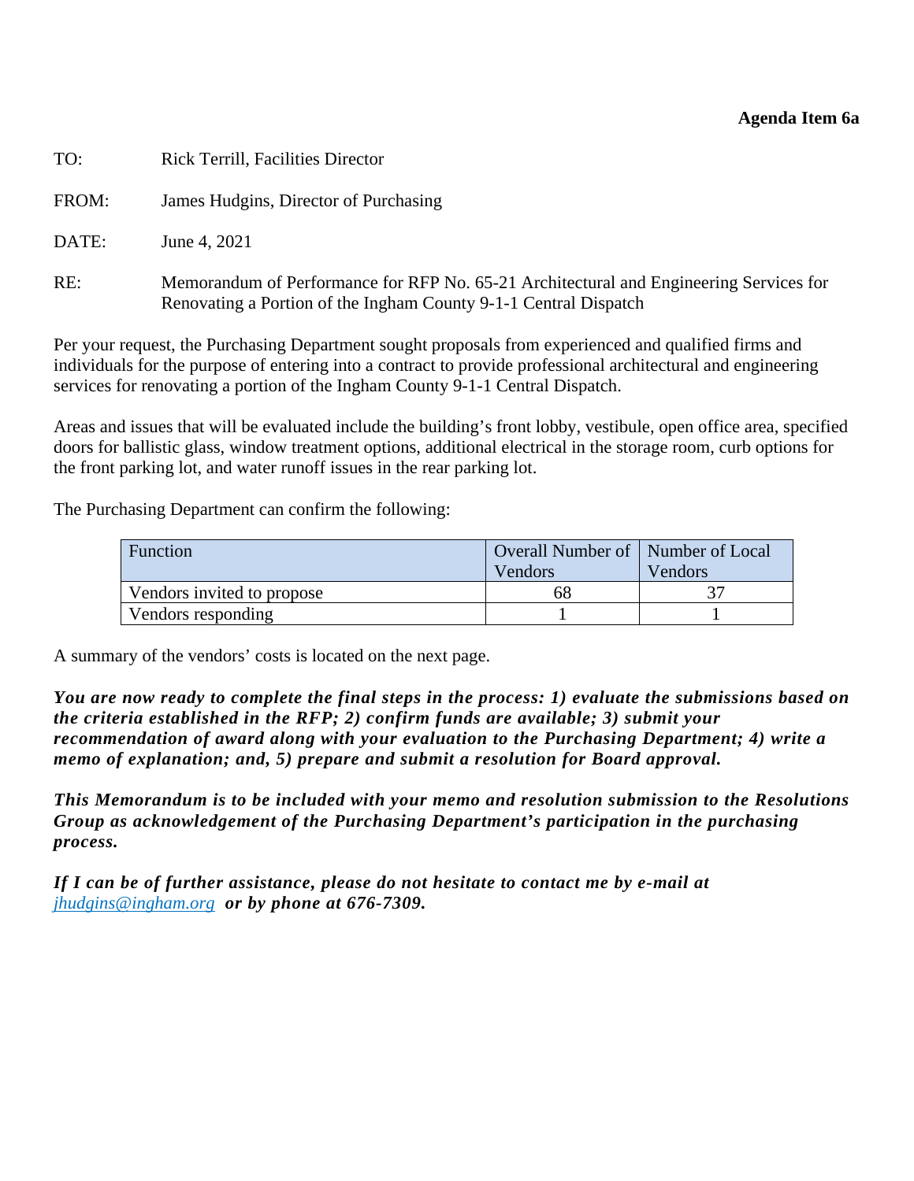**Agenda Item 6a**

TO: Rick Terrill, Facilities Director

FROM: James Hudgins, Director of Purchasing

DATE: June 4, 2021

RE: Memorandum of Performance for RFP No. 65-21 Architectural and Engineering Services for Renovating a Portion of the Ingham County 9-1-1 Central Dispatch

Per your request, the Purchasing Department sought proposals from experienced and qualified firms and individuals for the purpose of entering into a contract to provide professional architectural and engineering services for renovating a portion of the Ingham County 9-1-1 Central Dispatch.

Areas and issues that will be evaluated include the building's front lobby, vestibule, open office area, specified doors for ballistic glass, window treatment options, additional electrical in the storage room, curb options for the front parking lot, and water runoff issues in the rear parking lot.

The Purchasing Department can confirm the following:

| Function | Overall Number of Vendors | Number of Local Vendors |
|---|---|---|
| Vendors invited to propose | 68 | 37 |
| Vendors responding | 1 | 1 |

A summary of the vendors' costs is located on the next page.

***You are now ready to complete the final steps in the process: 1) evaluate the submissions based on the criteria established in the RFP; 2) confirm funds are available; 3) submit your recommendation of award along with your evaluation to the Purchasing Department; 4) write a memo of explanation; and, 5) prepare and submit a resolution for Board approval.***

***This Memorandum is to be included with your memo and resolution submission to the Resolutions Group as acknowledgement of the Purchasing Department's participation in the purchasing process.***

***If I can be of further assistance, please do not hesitate to contact me by e-mail at*** [jhudgins@ingham.org](mailto:jhudgins@ingham.org) ***or by phone at 676-7309.***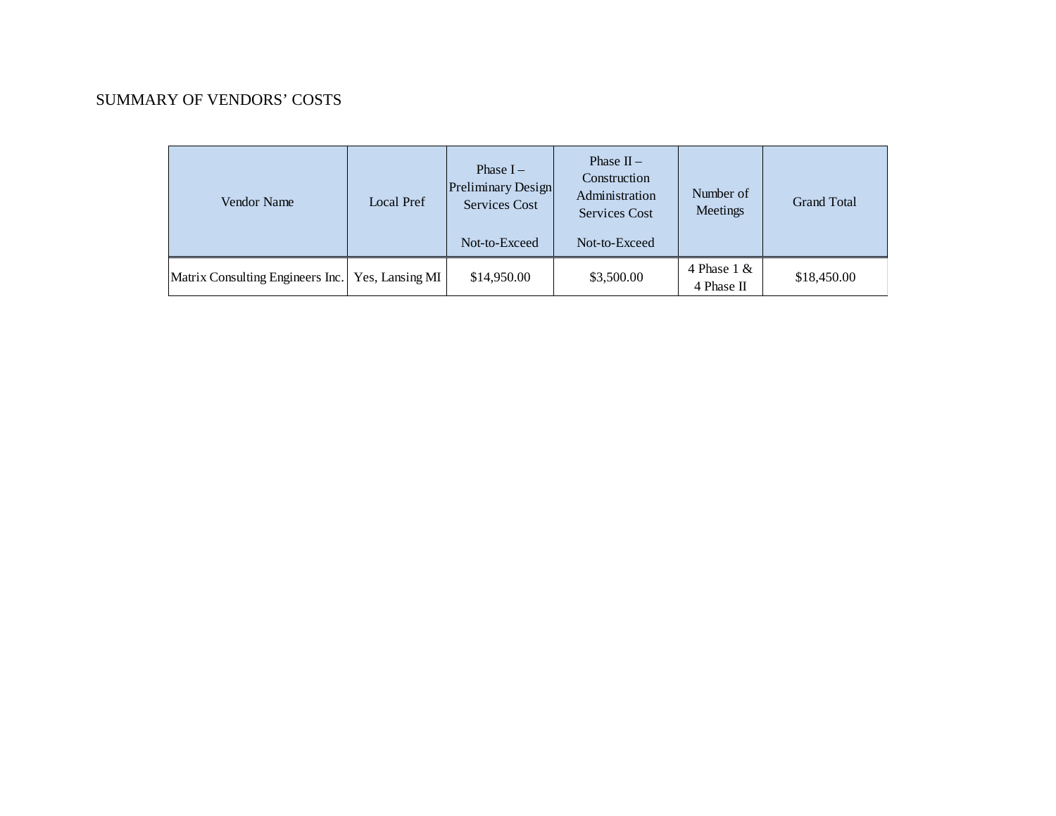SUMMARY OF VENDORS' COSTS

| Vendor Name | Local Pref | Phase I – Preliminary Design Services Cost<br><br>Not-to-Exceed | Phase II – Construction Administration Services Cost<br><br>Not-to-Exceed | Number of Meetings | Grand Total |
|---|---|---|---|---|---|
| Matrix Consulting Engineers Inc. | Yes, Lansing MI | $14,950.00 | $3,500.00 | 4 Phase 1 & 4 Phase II | $18,450.00 |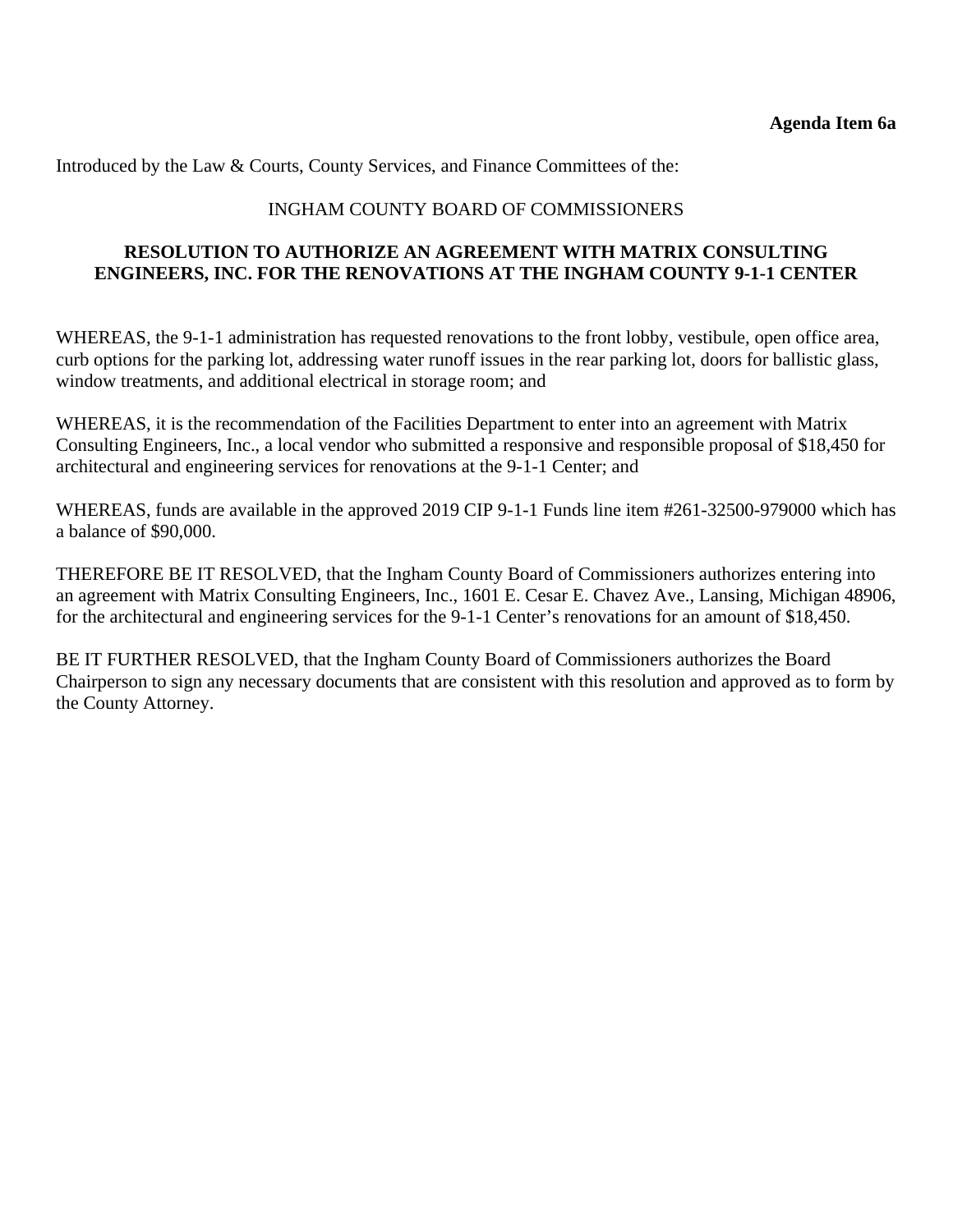**Agenda Item 6a**

Introduced by the Law & Courts, County Services, and Finance Committees of the:

INGHAM COUNTY BOARD OF COMMISSIONERS

**RESOLUTION TO AUTHORIZE AN AGREEMENT WITH MATRIX CONSULTING ENGINEERS, INC. FOR THE RENOVATIONS AT THE INGHAM COUNTY 9-1-1 CENTER**

WHEREAS, the 9-1-1 administration has requested renovations to the front lobby, vestibule, open office area, curb options for the parking lot, addressing water runoff issues in the rear parking lot, doors for ballistic glass, window treatments, and additional electrical in storage room; and

WHEREAS, it is the recommendation of the Facilities Department to enter into an agreement with Matrix Consulting Engineers, Inc., a local vendor who submitted a responsive and responsible proposal of $18,450 for architectural and engineering services for renovations at the 9-1-1 Center; and

WHEREAS, funds are available in the approved 2019 CIP 9-1-1 Funds line item #261-32500-979000 which has a balance of $90,000.

THEREFORE BE IT RESOLVED, that the Ingham County Board of Commissioners authorizes entering into an agreement with Matrix Consulting Engineers, Inc., 1601 E. Cesar E. Chavez Ave., Lansing, Michigan 48906, for the architectural and engineering services for the 9-1-1 Center's renovations for an amount of $18,450.

BE IT FURTHER RESOLVED, that the Ingham County Board of Commissioners authorizes the Board Chairperson to sign any necessary documents that are consistent with this resolution and approved as to form by the County Attorney.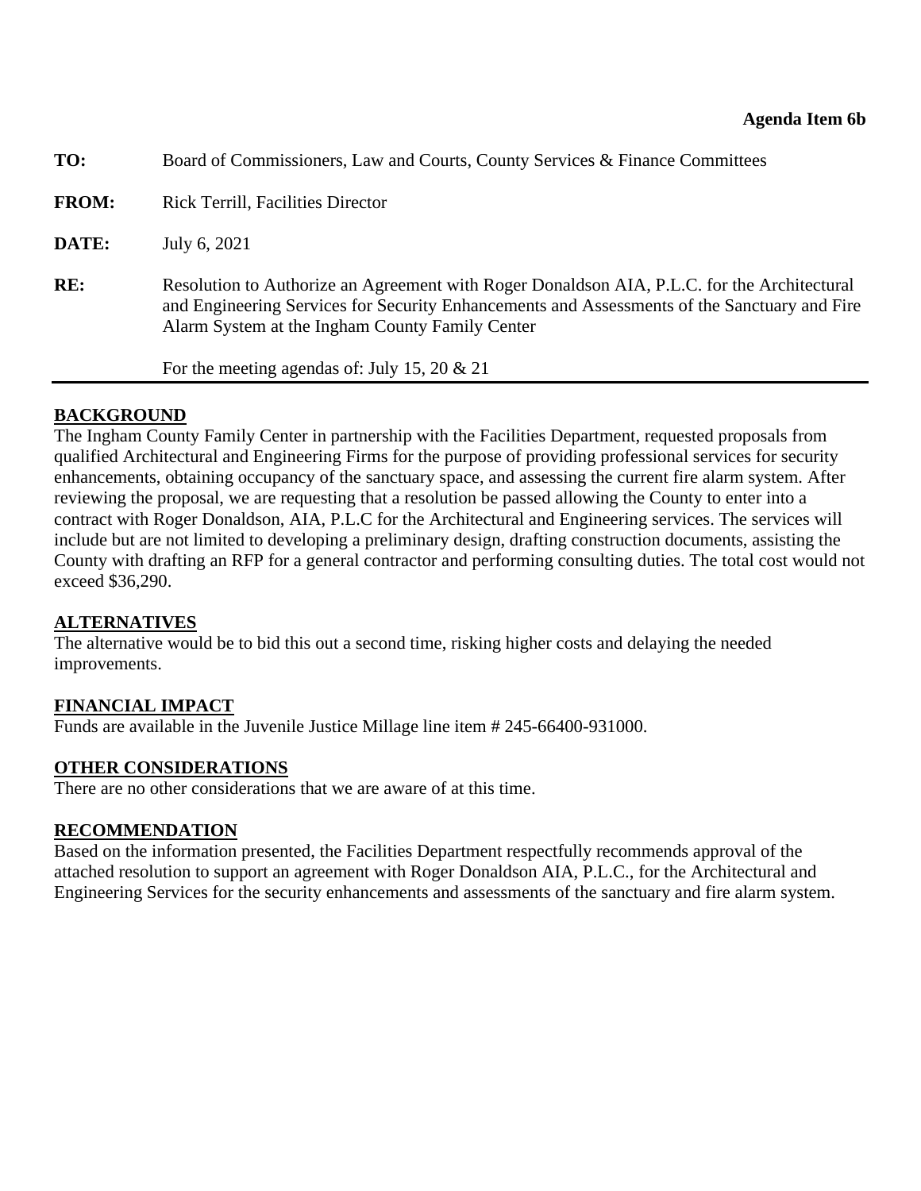**Agenda Item 6b**

**TO:** Board of Commissioners, Law and Courts, County Services & Finance Committees

**FROM:** Rick Terrill, Facilities Director

**DATE:** July 6, 2021

**RE:** Resolution to Authorize an Agreement with Roger Donaldson AIA, P.L.C. for the Architectural and Engineering Services for Security Enhancements and Assessments of the Sanctuary and Fire Alarm System at the Ingham County Family Center

For the meeting agendas of: July 15, 20 & 21

---

**BACKGROUND**

The Ingham County Family Center in partnership with the Facilities Department, requested proposals from qualified Architectural and Engineering Firms for the purpose of providing professional services for security enhancements, obtaining occupancy of the sanctuary space, and assessing the current fire alarm system. After reviewing the proposal, we are requesting that a resolution be passed allowing the County to enter into a contract with Roger Donaldson, AIA, P.L.C for the Architectural and Engineering services. The services will include but are not limited to developing a preliminary design, drafting construction documents, assisting the County with drafting an RFP for a general contractor and performing consulting duties. The total cost would not exceed $36,290.

**ALTERNATIVES**

The alternative would be to bid this out a second time, risking higher costs and delaying the needed improvements.

**FINANCIAL IMPACT**

Funds are available in the Juvenile Justice Millage line item # 245-66400-931000.

**OTHER CONSIDERATIONS**

There are no other considerations that we are aware of at this time.

**RECOMMENDATION**

Based on the information presented, the Facilities Department respectfully recommends approval of the attached resolution to support an agreement with Roger Donaldson AIA, P.L.C., for the Architectural and Engineering Services for the security enhancements and assessments of the sanctuary and fire alarm system.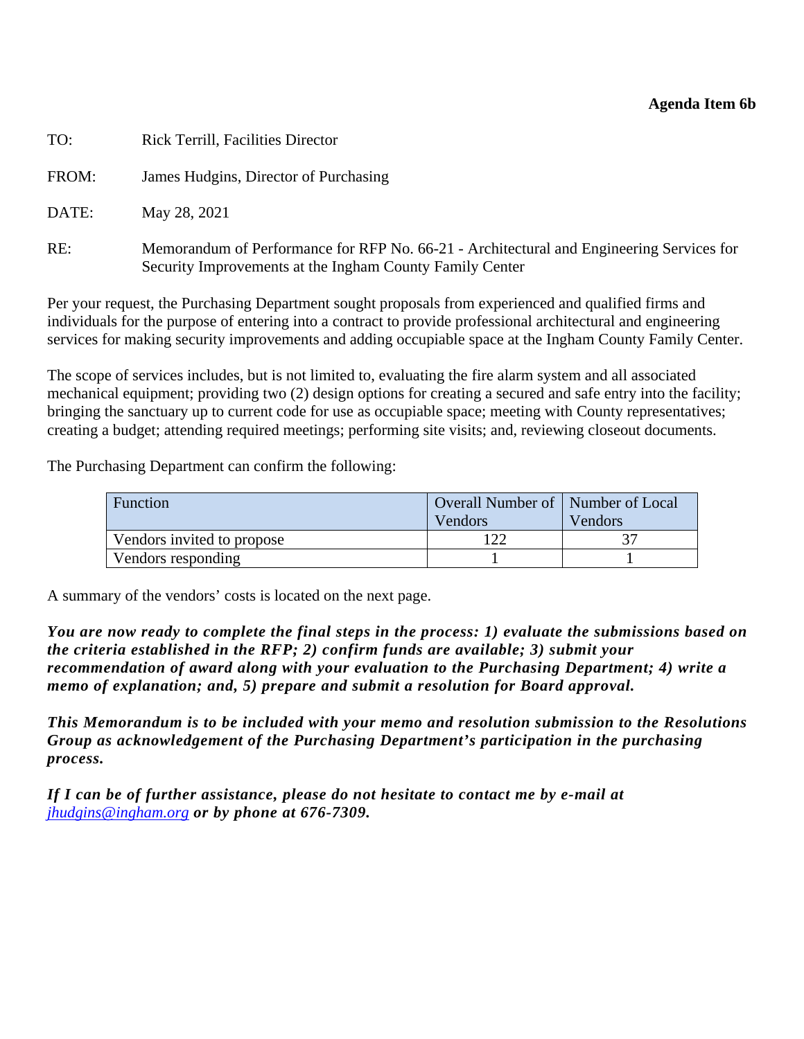**Agenda Item 6b**

TO: Rick Terrill, Facilities Director

FROM: James Hudgins, Director of Purchasing

DATE: May 28, 2021

RE: Memorandum of Performance for RFP No. 66-21 - Architectural and Engineering Services for Security Improvements at the Ingham County Family Center

Per your request, the Purchasing Department sought proposals from experienced and qualified firms and individuals for the purpose of entering into a contract to provide professional architectural and engineering services for making security improvements and adding occupiable space at the Ingham County Family Center.

The scope of services includes, but is not limited to, evaluating the fire alarm system and all associated mechanical equipment; providing two (2) design options for creating a secured and safe entry into the facility; bringing the sanctuary up to current code for use as occupiable space; meeting with County representatives; creating a budget; attending required meetings; performing site visits; and, reviewing closeout documents.

The Purchasing Department can confirm the following:

| Function | Overall Number of Vendors | Number of Local Vendors |
|---|---|---|
| Vendors invited to propose | 122 | 37 |
| Vendors responding | 1 | 1 |

A summary of the vendors' costs is located on the next page.

***You are now ready to complete the final steps in the process: 1) evaluate the submissions based on the criteria established in the RFP; 2) confirm funds are available; 3) submit your recommendation of award along with your evaluation to the Purchasing Department; 4) write a memo of explanation; and, 5) prepare and submit a resolution for Board approval.***

***This Memorandum is to be included with your memo and resolution submission to the Resolutions Group as acknowledgement of the Purchasing Department's participation in the purchasing process.***

***If I can be of further assistance, please do not hesitate to contact me by e-mail at*** [jhudgins@ingham.org](mailto:jhudgins@ingham.org) ***or by phone at 676-7309.***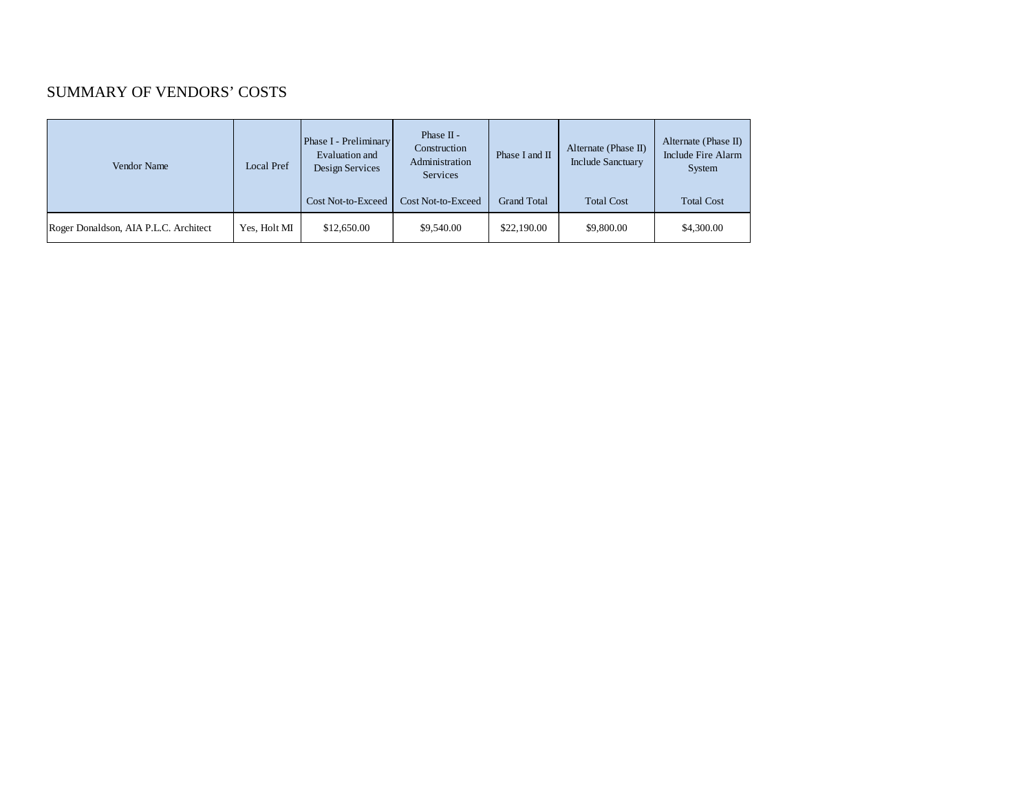## SUMMARY OF VENDORS' COSTS

| Vendor Name | Local Pref | Phase I - Preliminary Evaluation and Design Services<br>Cost Not-to-Exceed | Phase II - Construction Administration Services<br>Cost Not-to-Exceed | Phase I and II<br>Grand Total | Alternate (Phase II) Include Sanctuary<br>Total Cost | Alternate (Phase II) Include Fire Alarm System<br>Total Cost |
|---|---|---|---|---|---|---|
| Roger Donaldson, AIA P.L.C. Architect | Yes, Holt MI | $12,650.00 | $9,540.00 | $22,190.00 | $9,800.00 | $4,300.00 |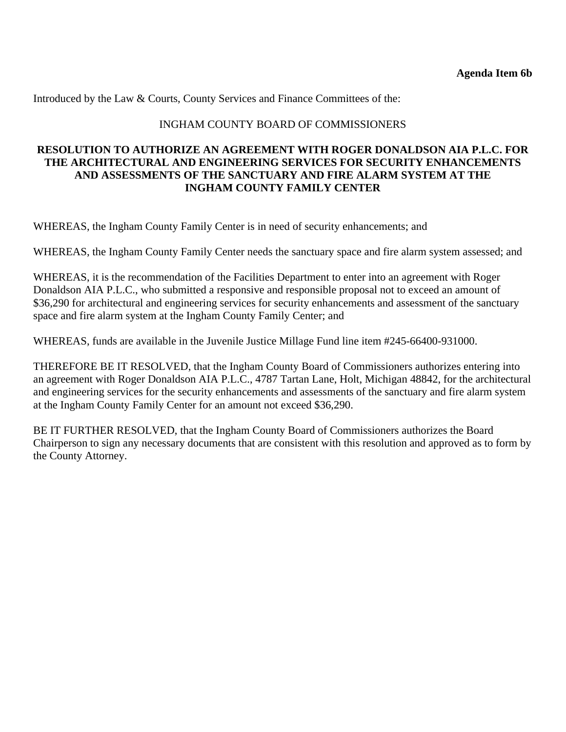**Agenda Item 6b**

Introduced by the Law & Courts, County Services and Finance Committees of the:

INGHAM COUNTY BOARD OF COMMISSIONERS

**RESOLUTION TO AUTHORIZE AN AGREEMENT WITH ROGER DONALDSON AIA P.L.C. FOR THE ARCHITECTURAL AND ENGINEERING SERVICES FOR SECURITY ENHANCEMENTS AND ASSESSMENTS OF THE SANCTUARY AND FIRE ALARM SYSTEM AT THE INGHAM COUNTY FAMILY CENTER**

WHEREAS, the Ingham County Family Center is in need of security enhancements; and

WHEREAS, the Ingham County Family Center needs the sanctuary space and fire alarm system assessed; and

WHEREAS, it is the recommendation of the Facilities Department to enter into an agreement with Roger Donaldson AIA P.L.C., who submitted a responsive and responsible proposal not to exceed an amount of $36,290 for architectural and engineering services for security enhancements and assessment of the sanctuary space and fire alarm system at the Ingham County Family Center; and

WHEREAS, funds are available in the Juvenile Justice Millage Fund line item #245-66400-931000.

THEREFORE BE IT RESOLVED, that the Ingham County Board of Commissioners authorizes entering into an agreement with Roger Donaldson AIA P.L.C., 4787 Tartan Lane, Holt, Michigan 48842, for the architectural and engineering services for the security enhancements and assessments of the sanctuary and fire alarm system at the Ingham County Family Center for an amount not exceed $36,290.

BE IT FURTHER RESOLVED, that the Ingham County Board of Commissioners authorizes the Board Chairperson to sign any necessary documents that are consistent with this resolution and approved as to form by the County Attorney.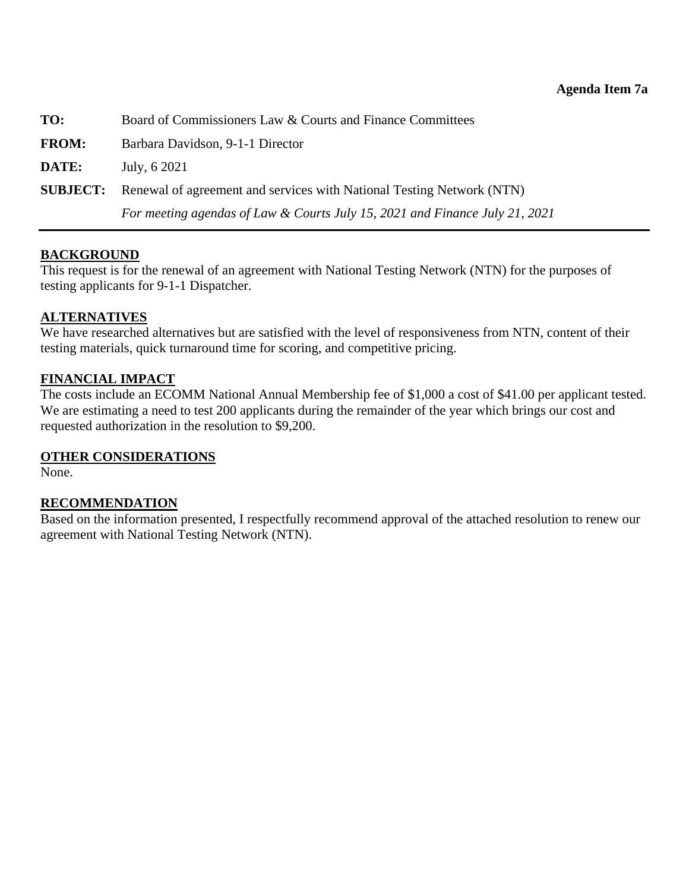**Agenda Item 7a**

| | |
|---|---|
| **TO:** | Board of Commissioners Law & Courts and Finance Committees |
| **FROM:** | Barbara Davidson, 9-1-1 Director |
| **DATE:** | July, 6 2021 |
| **SUBJECT:** | Renewal of agreement and services with National Testing Network (NTN) |
| | *For meeting agendas of Law & Courts July 15, 2021 and Finance July 21, 2021* |

---

## BACKGROUND

This request is for the renewal of an agreement with National Testing Network (NTN) for the purposes of testing applicants for 9-1-1 Dispatcher.

## ALTERNATIVES

We have researched alternatives but are satisfied with the level of responsiveness from NTN, content of their testing materials, quick turnaround time for scoring, and competitive pricing.

## FINANCIAL IMPACT

The costs include an ECOMM National Annual Membership fee of $1,000 a cost of $41.00 per applicant tested. We are estimating a need to test 200 applicants during the remainder of the year which brings our cost and requested authorization in the resolution to $9,200.

## OTHER CONSIDERATIONS

None.

## RECOMMENDATION

Based on the information presented, I respectfully recommend approval of the attached resolution to renew our agreement with National Testing Network (NTN).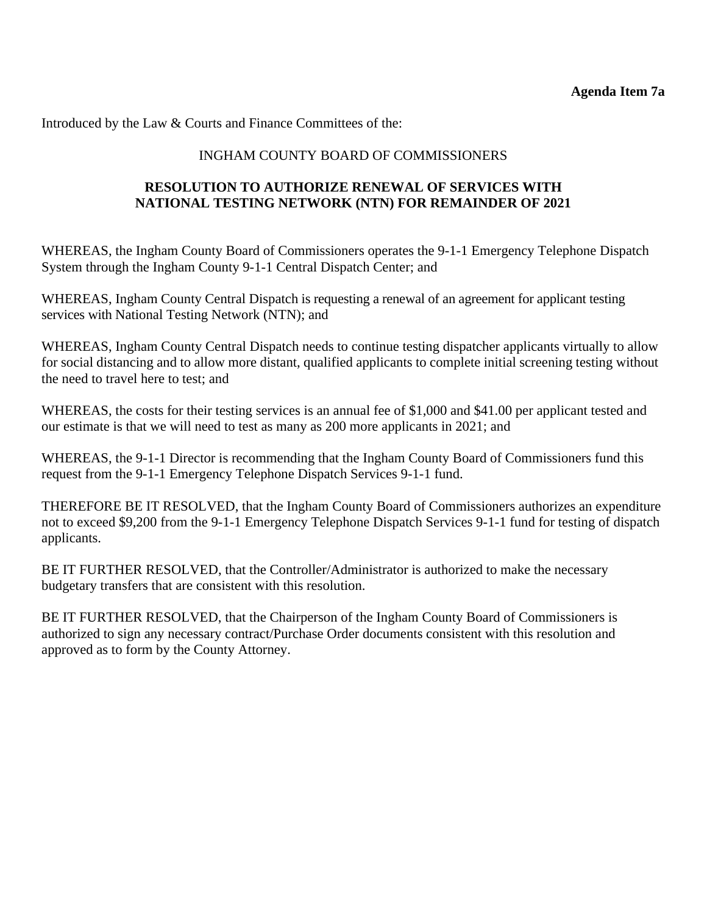**Agenda Item 7a**

Introduced by the Law & Courts and Finance Committees of the:

INGHAM COUNTY BOARD OF COMMISSIONERS

**RESOLUTION TO AUTHORIZE RENEWAL OF SERVICES WITH NATIONAL TESTING NETWORK (NTN) FOR REMAINDER OF 2021**

WHEREAS, the Ingham County Board of Commissioners operates the 9-1-1 Emergency Telephone Dispatch System through the Ingham County 9-1-1 Central Dispatch Center; and

WHEREAS, Ingham County Central Dispatch is requesting a renewal of an agreement for applicant testing services with National Testing Network (NTN); and

WHEREAS, Ingham County Central Dispatch needs to continue testing dispatcher applicants virtually to allow for social distancing and to allow more distant, qualified applicants to complete initial screening testing without the need to travel here to test; and

WHEREAS, the costs for their testing services is an annual fee of $1,000 and $41.00 per applicant tested and our estimate is that we will need to test as many as 200 more applicants in 2021; and

WHEREAS, the 9-1-1 Director is recommending that the Ingham County Board of Commissioners fund this request from the 9-1-1 Emergency Telephone Dispatch Services 9-1-1 fund.

THEREFORE BE IT RESOLVED, that the Ingham County Board of Commissioners authorizes an expenditure not to exceed $9,200 from the 9-1-1 Emergency Telephone Dispatch Services 9-1-1 fund for testing of dispatch applicants.

BE IT FURTHER RESOLVED, that the Controller/Administrator is authorized to make the necessary budgetary transfers that are consistent with this resolution.

BE IT FURTHER RESOLVED, that the Chairperson of the Ingham County Board of Commissioners is authorized to sign any necessary contract/Purchase Order documents consistent with this resolution and approved as to form by the County Attorney.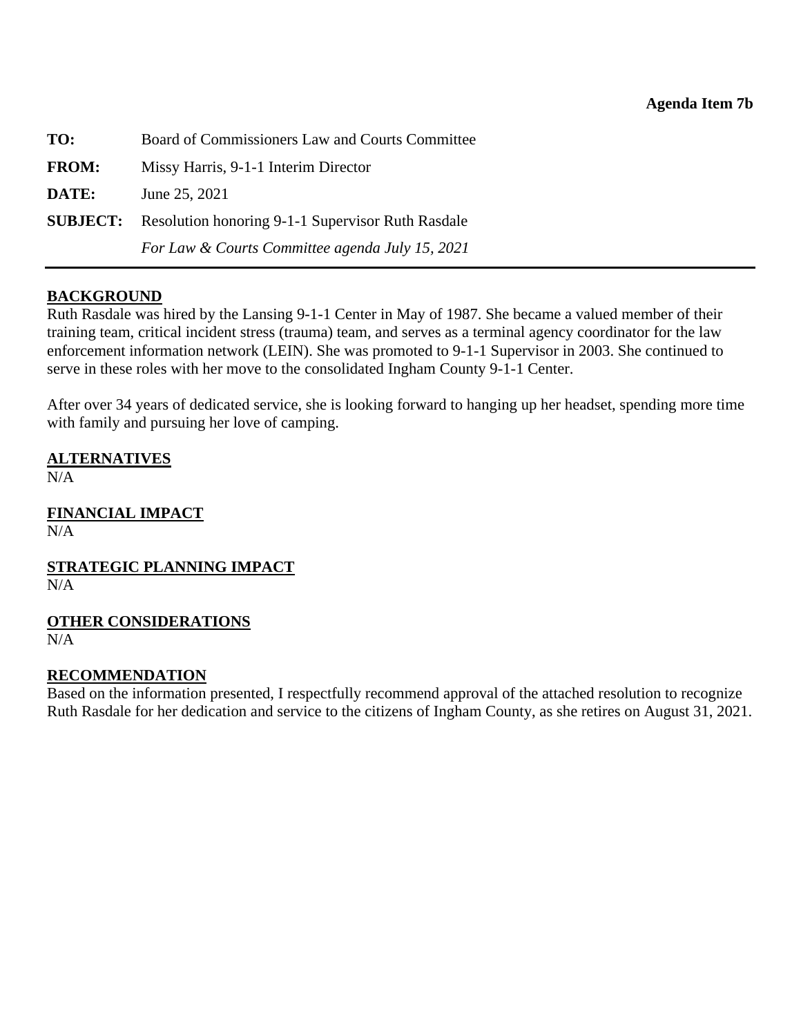**Agenda Item 7b**

| | |
|---|---|
| **TO:** | Board of Commissioners Law and Courts Committee |
| **FROM:** | Missy Harris, 9-1-1 Interim Director |
| **DATE:** | June 25, 2021 |
| **SUBJECT:** | Resolution honoring 9-1-1 Supervisor Ruth Rasdale |
| | *For Law & Courts Committee agenda July 15, 2021* |

---

**BACKGROUND**

Ruth Rasdale was hired by the Lansing 9-1-1 Center in May of 1987. She became a valued member of their training team, critical incident stress (trauma) team, and serves as a terminal agency coordinator for the law enforcement information network (LEIN). She was promoted to 9-1-1 Supervisor in 2003. She continued to serve in these roles with her move to the consolidated Ingham County 9-1-1 Center.

After over 34 years of dedicated service, she is looking forward to hanging up her headset, spending more time with family and pursuing her love of camping.

**ALTERNATIVES**

N/A

**FINANCIAL IMPACT**

N/A

**STRATEGIC PLANNING IMPACT**

N/A

**OTHER CONSIDERATIONS**

N/A

**RECOMMENDATION**

Based on the information presented, I respectfully recommend approval of the attached resolution to recognize Ruth Rasdale for her dedication and service to the citizens of Ingham County, as she retires on August 31, 2021.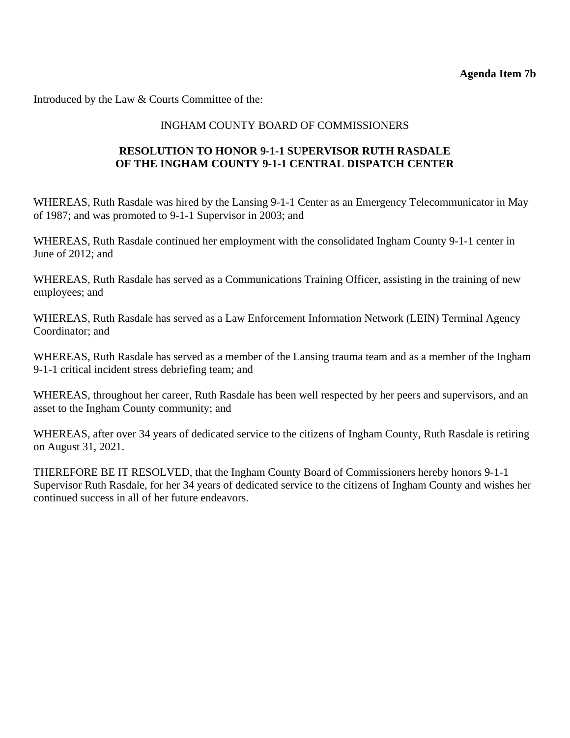**Agenda Item 7b**

Introduced by the Law & Courts Committee of the:

INGHAM COUNTY BOARD OF COMMISSIONERS

**RESOLUTION TO HONOR 9-1-1 SUPERVISOR RUTH RASDALE OF THE INGHAM COUNTY 9-1-1 CENTRAL DISPATCH CENTER**

WHEREAS, Ruth Rasdale was hired by the Lansing 9-1-1 Center as an Emergency Telecommunicator in May of 1987; and was promoted to 9-1-1 Supervisor in 2003; and

WHEREAS, Ruth Rasdale continued her employment with the consolidated Ingham County 9-1-1 center in June of 2012; and

WHEREAS, Ruth Rasdale has served as a Communications Training Officer, assisting in the training of new employees; and

WHEREAS, Ruth Rasdale has served as a Law Enforcement Information Network (LEIN) Terminal Agency Coordinator; and

WHEREAS, Ruth Rasdale has served as a member of the Lansing trauma team and as a member of the Ingham 9-1-1 critical incident stress debriefing team; and

WHEREAS, throughout her career, Ruth Rasdale has been well respected by her peers and supervisors, and an asset to the Ingham County community; and

WHEREAS, after over 34 years of dedicated service to the citizens of Ingham County, Ruth Rasdale is retiring on August 31, 2021.

THEREFORE BE IT RESOLVED, that the Ingham County Board of Commissioners hereby honors 9-1-1 Supervisor Ruth Rasdale, for her 34 years of dedicated service to the citizens of Ingham County and wishes her continued success in all of her future endeavors.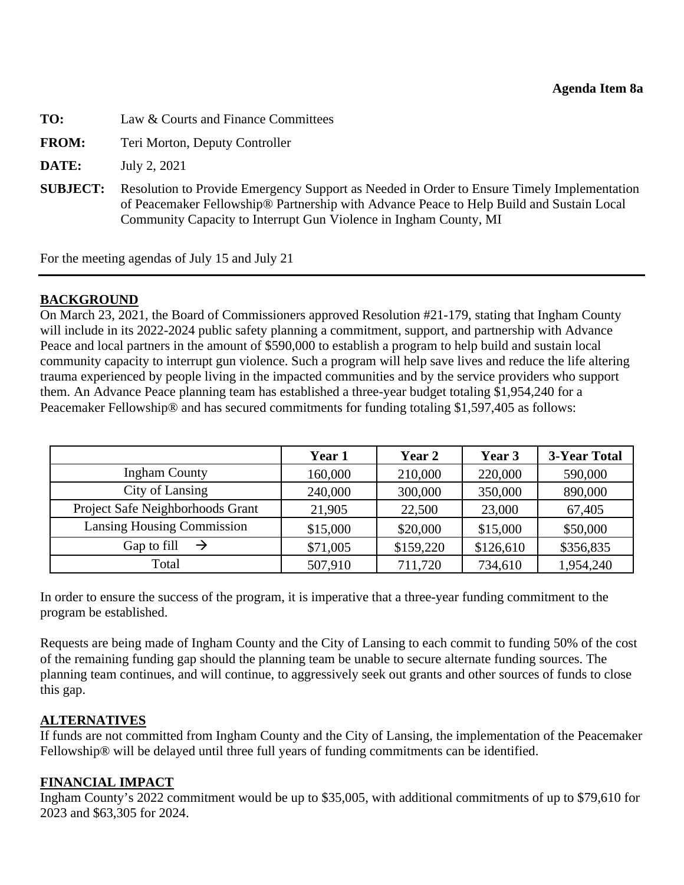**Agenda Item 8a**

**TO:** Law & Courts and Finance Committees

**FROM:** Teri Morton, Deputy Controller

**DATE:** July 2, 2021

**SUBJECT:** Resolution to Provide Emergency Support as Needed in Order to Ensure Timely Implementation of Peacemaker Fellowship® Partnership with Advance Peace to Help Build and Sustain Local Community Capacity to Interrupt Gun Violence in Ingham County, MI

For the meeting agendas of July 15 and July 21

---

## BACKGROUND

On March 23, 2021, the Board of Commissioners approved Resolution #21-179, stating that Ingham County will include in its 2022-2024 public safety planning a commitment, support, and partnership with Advance Peace and local partners in the amount of $590,000 to establish a program to help build and sustain local community capacity to interrupt gun violence. Such a program will help save lives and reduce the life altering trauma experienced by people living in the impacted communities and by the service providers who support them. An Advance Peace planning team has established a three-year budget totaling $1,954,240 for a Peacemaker Fellowship® and has secured commitments for funding totaling $1,597,405 as follows:

| | **Year 1** | **Year 2** | **Year 3** | **3-Year Total** |
|---|---|---|---|---|
| Ingham County | 160,000 | 210,000 | 220,000 | 590,000 |
| City of Lansing | 240,000 | 300,000 | 350,000 | 890,000 |
| Project Safe Neighborhoods Grant | 21,905 | 22,500 | 23,000 | 67,405 |
| Lansing Housing Commission | $15,000 | $20,000 | $15,000 | $50,000 |
| Gap to fill → | $71,005 | $159,220 | $126,610 | $356,835 |
| Total | 507,910 | 711,720 | 734,610 | 1,954,240 |

In order to ensure the success of the program, it is imperative that a three-year funding commitment to the program be established.

Requests are being made of Ingham County and the City of Lansing to each commit to funding 50% of the cost of the remaining funding gap should the planning team be unable to secure alternate funding sources. The planning team continues, and will continue, to aggressively seek out grants and other sources of funds to close this gap.

## ALTERNATIVES

If funds are not committed from Ingham County and the City of Lansing, the implementation of the Peacemaker Fellowship® will be delayed until three full years of funding commitments can be identified.

## FINANCIAL IMPACT

Ingham County's 2022 commitment would be up to $35,005, with additional commitments of up to $79,610 for 2023 and $63,305 for 2024.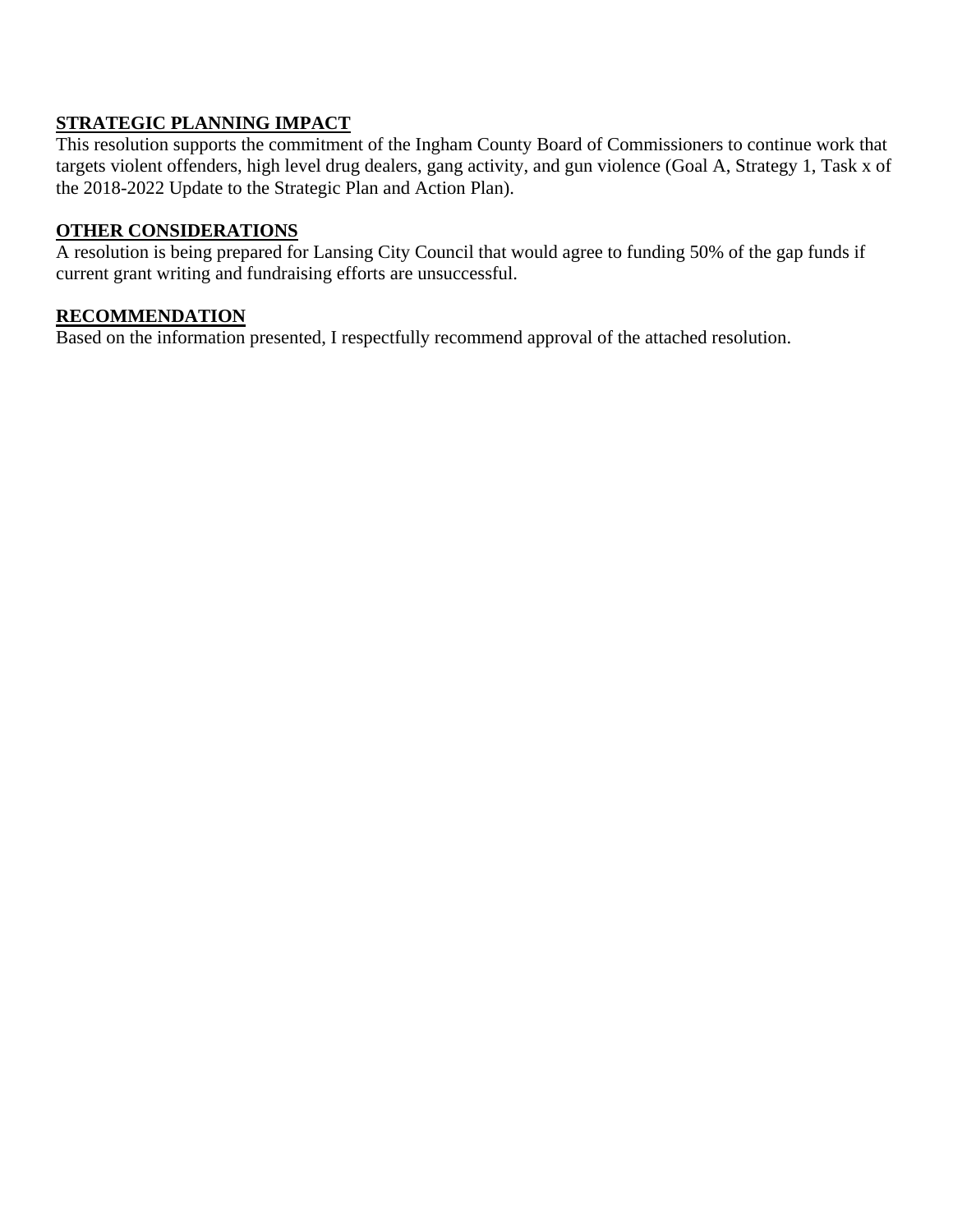**STRATEGIC PLANNING IMPACT**

This resolution supports the commitment of the Ingham County Board of Commissioners to continue work that targets violent offenders, high level drug dealers, gang activity, and gun violence (Goal A, Strategy 1, Task x of the 2018-2022 Update to the Strategic Plan and Action Plan).

**OTHER CONSIDERATIONS**

A resolution is being prepared for Lansing City Council that would agree to funding 50% of the gap funds if current grant writing and fundraising efforts are unsuccessful.

**RECOMMENDATION**

Based on the information presented, I respectfully recommend approval of the attached resolution.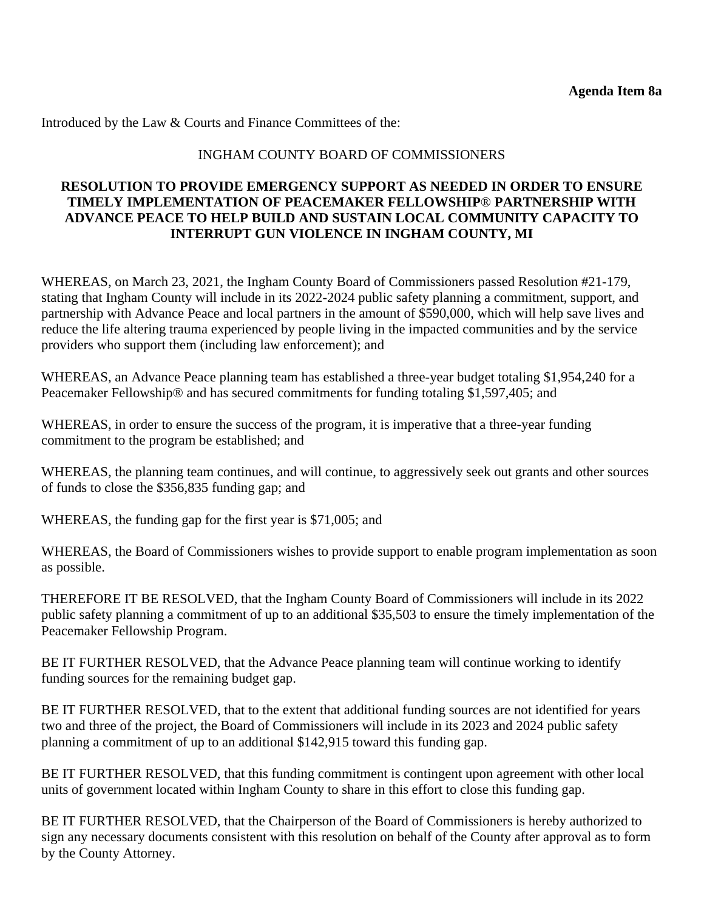**Agenda Item 8a**

Introduced by the Law & Courts and Finance Committees of the:

INGHAM COUNTY BOARD OF COMMISSIONERS

**RESOLUTION TO PROVIDE EMERGENCY SUPPORT AS NEEDED IN ORDER TO ENSURE TIMELY IMPLEMENTATION OF PEACEMAKER FELLOWSHIP® PARTNERSHIP WITH ADVANCE PEACE TO HELP BUILD AND SUSTAIN LOCAL COMMUNITY CAPACITY TO INTERRUPT GUN VIOLENCE IN INGHAM COUNTY, MI**

WHEREAS, on March 23, 2021, the Ingham County Board of Commissioners passed Resolution #21-179, stating that Ingham County will include in its 2022-2024 public safety planning a commitment, support, and partnership with Advance Peace and local partners in the amount of $590,000, which will help save lives and reduce the life altering trauma experienced by people living in the impacted communities and by the service providers who support them (including law enforcement); and

WHEREAS, an Advance Peace planning team has established a three-year budget totaling $1,954,240 for a Peacemaker Fellowship® and has secured commitments for funding totaling $1,597,405; and

WHEREAS, in order to ensure the success of the program, it is imperative that a three-year funding commitment to the program be established; and

WHEREAS, the planning team continues, and will continue, to aggressively seek out grants and other sources of funds to close the $356,835 funding gap; and

WHEREAS, the funding gap for the first year is $71,005; and

WHEREAS, the Board of Commissioners wishes to provide support to enable program implementation as soon as possible.

THEREFORE IT BE RESOLVED, that the Ingham County Board of Commissioners will include in its 2022 public safety planning a commitment of up to an additional $35,503 to ensure the timely implementation of the Peacemaker Fellowship Program.

BE IT FURTHER RESOLVED, that the Advance Peace planning team will continue working to identify funding sources for the remaining budget gap.

BE IT FURTHER RESOLVED, that to the extent that additional funding sources are not identified for years two and three of the project, the Board of Commissioners will include in its 2023 and 2024 public safety planning a commitment of up to an additional $142,915 toward this funding gap.

BE IT FURTHER RESOLVED, that this funding commitment is contingent upon agreement with other local units of government located within Ingham County to share in this effort to close this funding gap.

BE IT FURTHER RESOLVED, that the Chairperson of the Board of Commissioners is hereby authorized to sign any necessary documents consistent with this resolution on behalf of the County after approval as to form by the County Attorney.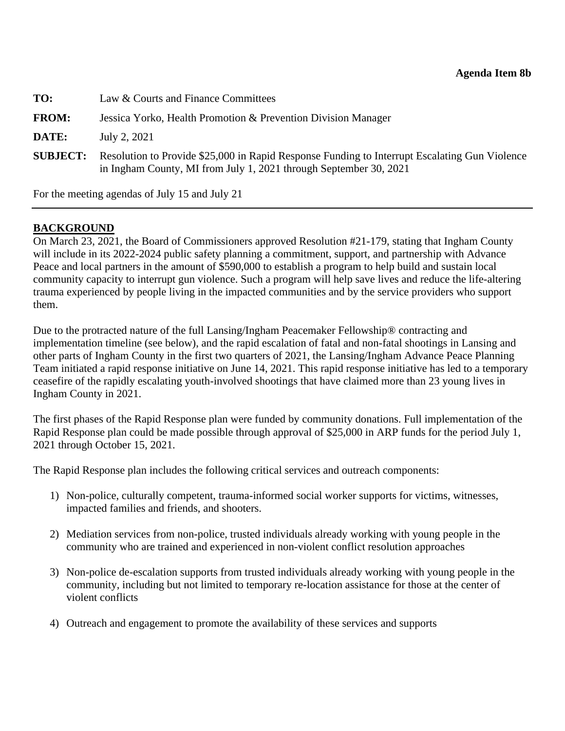**Agenda Item 8b**

**TO:** Law & Courts and Finance Committees

**FROM:** Jessica Yorko, Health Promotion & Prevention Division Manager

**DATE:** July 2, 2021

**SUBJECT:** Resolution to Provide $25,000 in Rapid Response Funding to Interrupt Escalating Gun Violence in Ingham County, MI from July 1, 2021 through September 30, 2021

For the meeting agendas of July 15 and July 21

---

## BACKGROUND

On March 23, 2021, the Board of Commissioners approved Resolution #21-179, stating that Ingham County will include in its 2022-2024 public safety planning a commitment, support, and partnership with Advance Peace and local partners in the amount of $590,000 to establish a program to help build and sustain local community capacity to interrupt gun violence. Such a program will help save lives and reduce the life-altering trauma experienced by people living in the impacted communities and by the service providers who support them.

Due to the protracted nature of the full Lansing/Ingham Peacemaker Fellowship® contracting and implementation timeline (see below), and the rapid escalation of fatal and non-fatal shootings in Lansing and other parts of Ingham County in the first two quarters of 2021, the Lansing/Ingham Advance Peace Planning Team initiated a rapid response initiative on June 14, 2021. This rapid response initiative has led to a temporary ceasefire of the rapidly escalating youth-involved shootings that have claimed more than 23 young lives in Ingham County in 2021.

The first phases of the Rapid Response plan were funded by community donations. Full implementation of the Rapid Response plan could be made possible through approval of $25,000 in ARP funds for the period July 1, 2021 through October 15, 2021.

The Rapid Response plan includes the following critical services and outreach components:

1) Non-police, culturally competent, trauma-informed social worker supports for victims, witnesses, impacted families and friends, and shooters.

2) Mediation services from non-police, trusted individuals already working with young people in the community who are trained and experienced in non-violent conflict resolution approaches

3) Non-police de-escalation supports from trusted individuals already working with young people in the community, including but not limited to temporary re-location assistance for those at the center of violent conflicts

4) Outreach and engagement to promote the availability of these services and supports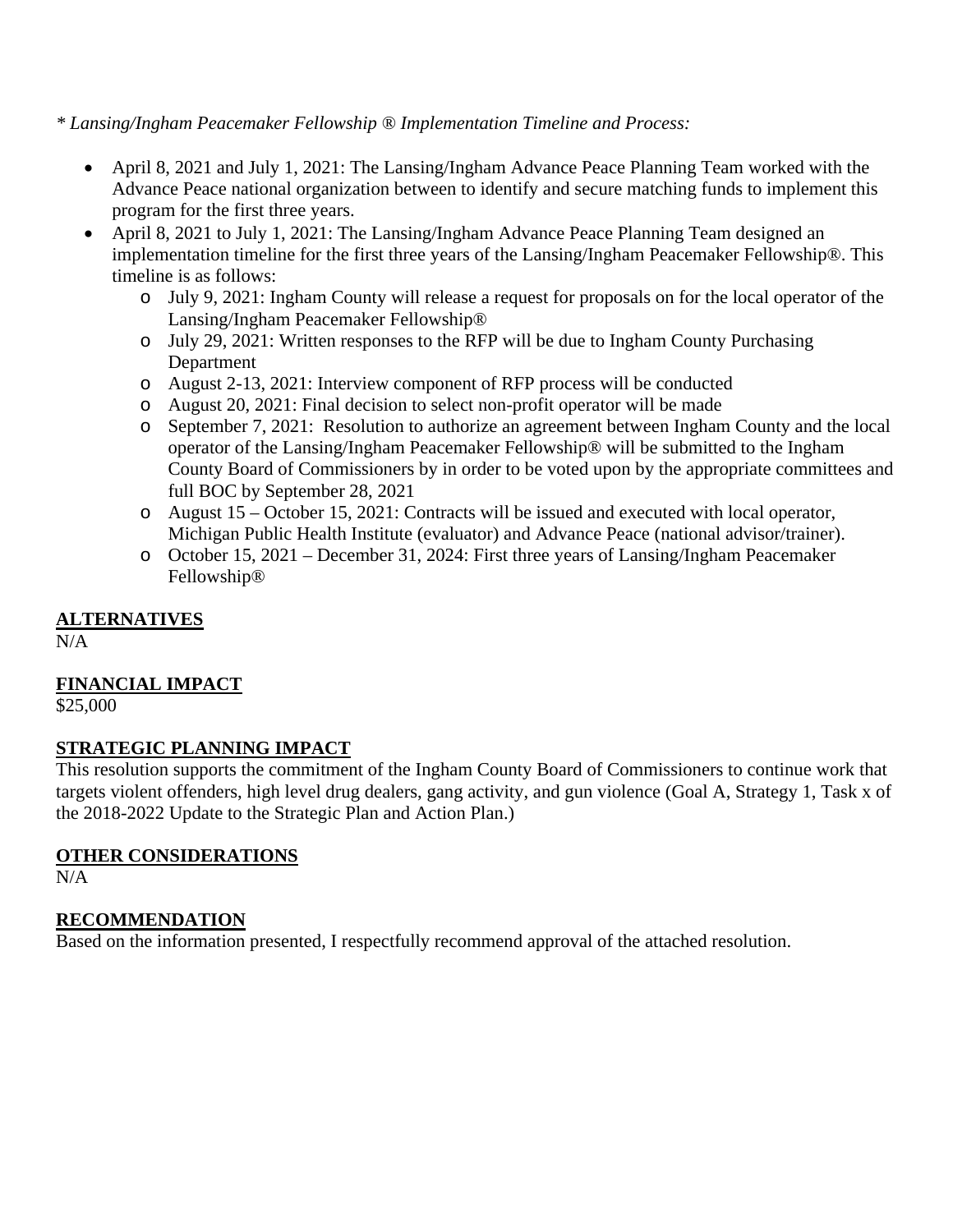*\* Lansing/Ingham Peacemaker Fellowship ® Implementation Timeline and Process:*

- April 8, 2021 and July 1, 2021: The Lansing/Ingham Advance Peace Planning Team worked with the Advance Peace national organization between to identify and secure matching funds to implement this program for the first three years.
- April 8, 2021 to July 1, 2021: The Lansing/Ingham Advance Peace Planning Team designed an implementation timeline for the first three years of the Lansing/Ingham Peacemaker Fellowship®. This timeline is as follows:
  - July 9, 2021: Ingham County will release a request for proposals on for the local operator of the Lansing/Ingham Peacemaker Fellowship®
  - July 29, 2021: Written responses to the RFP will be due to Ingham County Purchasing Department
  - August 2-13, 2021: Interview component of RFP process will be conducted
  - August 20, 2021: Final decision to select non-profit operator will be made
  - September 7, 2021: Resolution to authorize an agreement between Ingham County and the local operator of the Lansing/Ingham Peacemaker Fellowship® will be submitted to the Ingham County Board of Commissioners by in order to be voted upon by the appropriate committees and full BOC by September 28, 2021
  - August 15 – October 15, 2021: Contracts will be issued and executed with local operator, Michigan Public Health Institute (evaluator) and Advance Peace (national advisor/trainer).
  - October 15, 2021 – December 31, 2024: First three years of Lansing/Ingham Peacemaker Fellowship®

## ALTERNATIVES

N/A

## FINANCIAL IMPACT

$25,000

## STRATEGIC PLANNING IMPACT

This resolution supports the commitment of the Ingham County Board of Commissioners to continue work that targets violent offenders, high level drug dealers, gang activity, and gun violence (Goal A, Strategy 1, Task x of the 2018-2022 Update to the Strategic Plan and Action Plan.)

## OTHER CONSIDERATIONS

N/A

## RECOMMENDATION

Based on the information presented, I respectfully recommend approval of the attached resolution.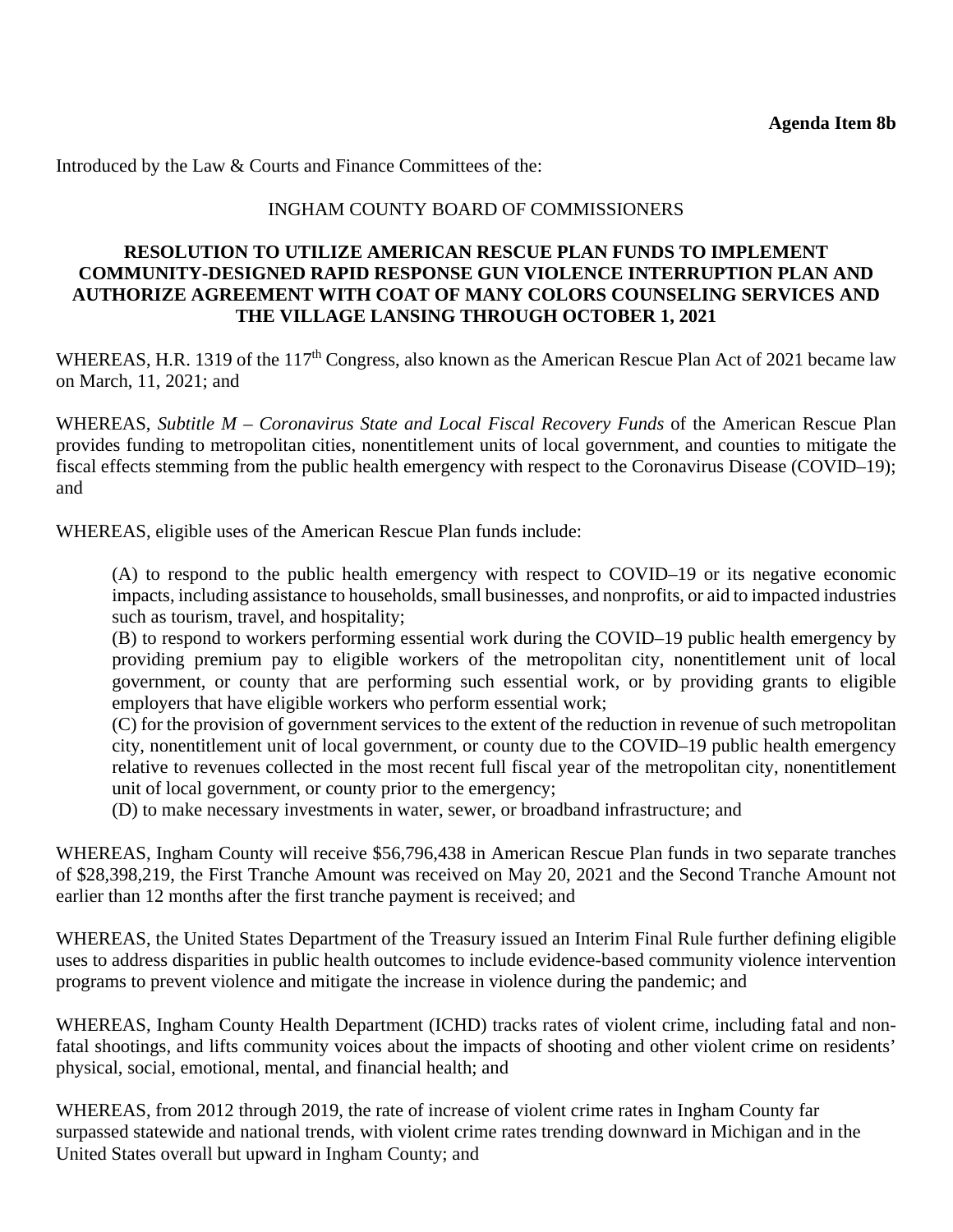**Agenda Item 8b**

Introduced by the Law & Courts and Finance Committees of the:

INGHAM COUNTY BOARD OF COMMISSIONERS

**RESOLUTION TO UTILIZE AMERICAN RESCUE PLAN FUNDS TO IMPLEMENT COMMUNITY-DESIGNED RAPID RESPONSE GUN VIOLENCE INTERRUPTION PLAN AND AUTHORIZE AGREEMENT WITH COAT OF MANY COLORS COUNSELING SERVICES AND THE VILLAGE LANSING THROUGH OCTOBER 1, 2021**

WHEREAS, H.R. 1319 of the 117th Congress, also known as the American Rescue Plan Act of 2021 became law on March, 11, 2021; and

WHEREAS, *Subtitle M – Coronavirus State and Local Fiscal Recovery Funds* of the American Rescue Plan provides funding to metropolitan cities, nonentitlement units of local government, and counties to mitigate the fiscal effects stemming from the public health emergency with respect to the Coronavirus Disease (COVID–19); and

WHEREAS, eligible uses of the American Rescue Plan funds include:

> (A) to respond to the public health emergency with respect to COVID–19 or its negative economic impacts, including assistance to households, small businesses, and nonprofits, or aid to impacted industries such as tourism, travel, and hospitality;
> (B) to respond to workers performing essential work during the COVID–19 public health emergency by providing premium pay to eligible workers of the metropolitan city, nonentitlement unit of local government, or county that are performing such essential work, or by providing grants to eligible employers that have eligible workers who perform essential work;
> (C) for the provision of government services to the extent of the reduction in revenue of such metropolitan city, nonentitlement unit of local government, or county due to the COVID–19 public health emergency relative to revenues collected in the most recent full fiscal year of the metropolitan city, nonentitlement unit of local government, or county prior to the emergency;
> (D) to make necessary investments in water, sewer, or broadband infrastructure; and

WHEREAS, Ingham County will receive $56,796,438 in American Rescue Plan funds in two separate tranches of $28,398,219, the First Tranche Amount was received on May 20, 2021 and the Second Tranche Amount not earlier than 12 months after the first tranche payment is received; and

WHEREAS, the United States Department of the Treasury issued an Interim Final Rule further defining eligible uses to address disparities in public health outcomes to include evidence-based community violence intervention programs to prevent violence and mitigate the increase in violence during the pandemic; and

WHEREAS, Ingham County Health Department (ICHD) tracks rates of violent crime, including fatal and non-fatal shootings, and lifts community voices about the impacts of shooting and other violent crime on residents' physical, social, emotional, mental, and financial health; and

WHEREAS, from 2012 through 2019, the rate of increase of violent crime rates in Ingham County far surpassed statewide and national trends, with violent crime rates trending downward in Michigan and in the United States overall but upward in Ingham County; and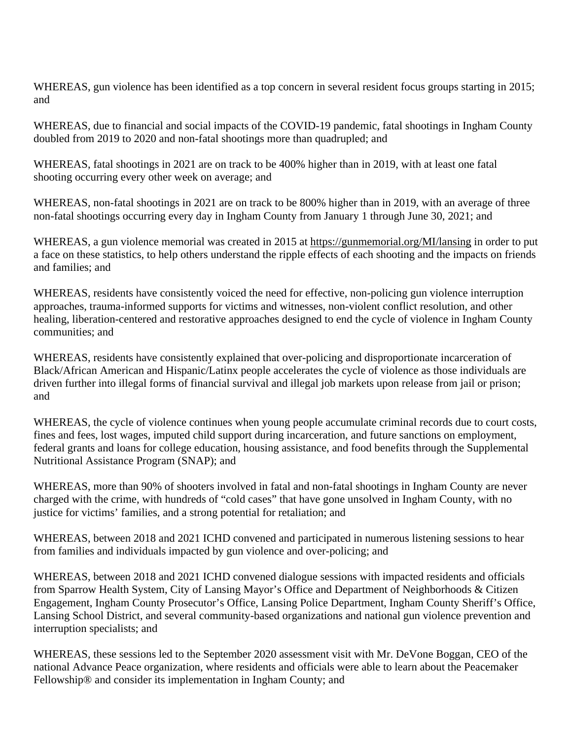WHEREAS, gun violence has been identified as a top concern in several resident focus groups starting in 2015; and

WHEREAS, due to financial and social impacts of the COVID-19 pandemic, fatal shootings in Ingham County doubled from 2019 to 2020 and non-fatal shootings more than quadrupled; and

WHEREAS, fatal shootings in 2021 are on track to be 400% higher than in 2019, with at least one fatal shooting occurring every other week on average; and

WHEREAS, non-fatal shootings in 2021 are on track to be 800% higher than in 2019, with an average of three non-fatal shootings occurring every day in Ingham County from January 1 through June 30, 2021; and

WHEREAS, a gun violence memorial was created in 2015 at https://gunmemorial.org/MI/lansing in order to put a face on these statistics, to help others understand the ripple effects of each shooting and the impacts on friends and families; and

WHEREAS, residents have consistently voiced the need for effective, non-policing gun violence interruption approaches, trauma-informed supports for victims and witnesses, non-violent conflict resolution, and other healing, liberation-centered and restorative approaches designed to end the cycle of violence in Ingham County communities; and

WHEREAS, residents have consistently explained that over-policing and disproportionate incarceration of Black/African American and Hispanic/Latinx people accelerates the cycle of violence as those individuals are driven further into illegal forms of financial survival and illegal job markets upon release from jail or prison; and

WHEREAS, the cycle of violence continues when young people accumulate criminal records due to court costs, fines and fees, lost wages, imputed child support during incarceration, and future sanctions on employment, federal grants and loans for college education, housing assistance, and food benefits through the Supplemental Nutritional Assistance Program (SNAP); and

WHEREAS, more than 90% of shooters involved in fatal and non-fatal shootings in Ingham County are never charged with the crime, with hundreds of "cold cases" that have gone unsolved in Ingham County, with no justice for victims' families, and a strong potential for retaliation; and

WHEREAS, between 2018 and 2021 ICHD convened and participated in numerous listening sessions to hear from families and individuals impacted by gun violence and over-policing; and

WHEREAS, between 2018 and 2021 ICHD convened dialogue sessions with impacted residents and officials from Sparrow Health System, City of Lansing Mayor's Office and Department of Neighborhoods & Citizen Engagement, Ingham County Prosecutor's Office, Lansing Police Department, Ingham County Sheriff's Office, Lansing School District, and several community-based organizations and national gun violence prevention and interruption specialists; and

WHEREAS, these sessions led to the September 2020 assessment visit with Mr. DeVone Boggan, CEO of the national Advance Peace organization, where residents and officials were able to learn about the Peacemaker Fellowship® and consider its implementation in Ingham County; and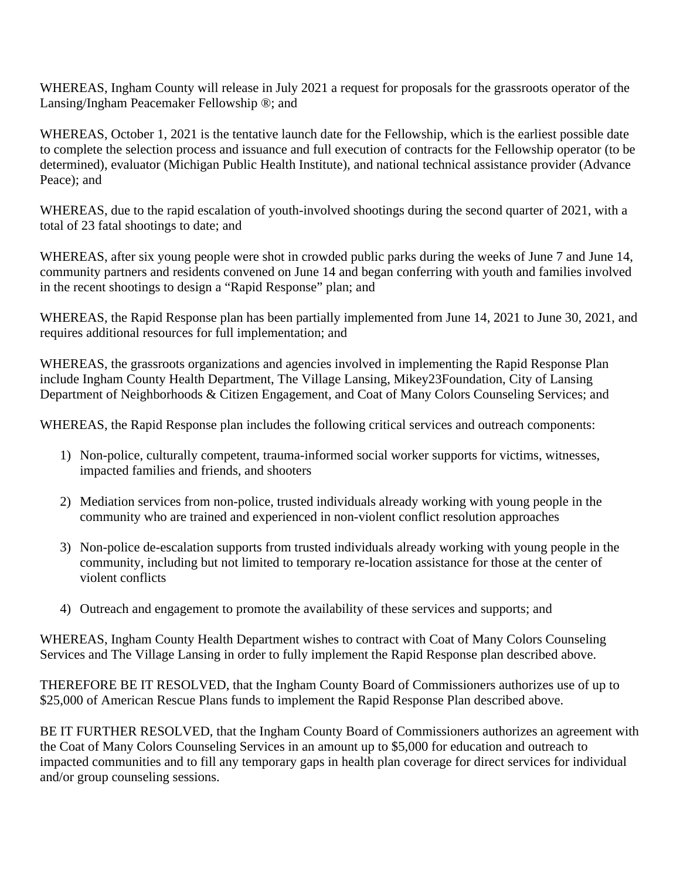WHEREAS, Ingham County will release in July 2021 a request for proposals for the grassroots operator of the Lansing/Ingham Peacemaker Fellowship ®; and

WHEREAS, October 1, 2021 is the tentative launch date for the Fellowship, which is the earliest possible date to complete the selection process and issuance and full execution of contracts for the Fellowship operator (to be determined), evaluator (Michigan Public Health Institute), and national technical assistance provider (Advance Peace); and

WHEREAS, due to the rapid escalation of youth-involved shootings during the second quarter of 2021, with a total of 23 fatal shootings to date; and

WHEREAS, after six young people were shot in crowded public parks during the weeks of June 7 and June 14, community partners and residents convened on June 14 and began conferring with youth and families involved in the recent shootings to design a "Rapid Response" plan; and

WHEREAS, the Rapid Response plan has been partially implemented from June 14, 2021 to June 30, 2021, and requires additional resources for full implementation; and

WHEREAS, the grassroots organizations and agencies involved in implementing the Rapid Response Plan include Ingham County Health Department, The Village Lansing, Mikey23Foundation, City of Lansing Department of Neighborhoods & Citizen Engagement, and Coat of Many Colors Counseling Services; and

WHEREAS, the Rapid Response plan includes the following critical services and outreach components:

1) Non-police, culturally competent, trauma-informed social worker supports for victims, witnesses, impacted families and friends, and shooters

2) Mediation services from non-police, trusted individuals already working with young people in the community who are trained and experienced in non-violent conflict resolution approaches

3) Non-police de-escalation supports from trusted individuals already working with young people in the community, including but not limited to temporary re-location assistance for those at the center of violent conflicts

4) Outreach and engagement to promote the availability of these services and supports; and

WHEREAS, Ingham County Health Department wishes to contract with Coat of Many Colors Counseling Services and The Village Lansing in order to fully implement the Rapid Response plan described above.

THEREFORE BE IT RESOLVED, that the Ingham County Board of Commissioners authorizes use of up to $25,000 of American Rescue Plans funds to implement the Rapid Response Plan described above.

BE IT FURTHER RESOLVED, that the Ingham County Board of Commissioners authorizes an agreement with the Coat of Many Colors Counseling Services in an amount up to $5,000 for education and outreach to impacted communities and to fill any temporary gaps in health plan coverage for direct services for individual and/or group counseling sessions.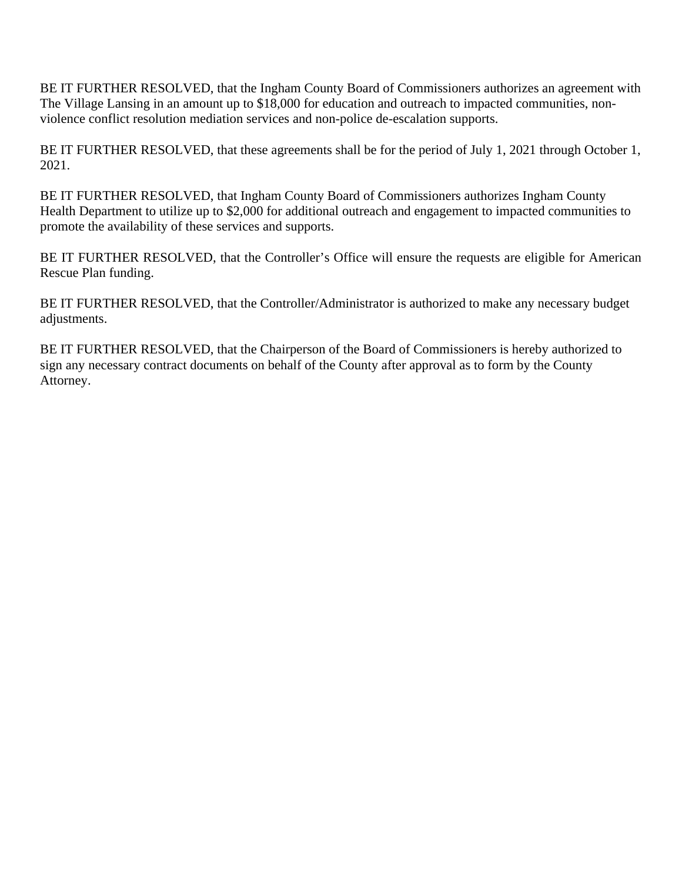BE IT FURTHER RESOLVED, that the Ingham County Board of Commissioners authorizes an agreement with The Village Lansing in an amount up to $18,000 for education and outreach to impacted communities, non-violence conflict resolution mediation services and non-police de-escalation supports.

BE IT FURTHER RESOLVED, that these agreements shall be for the period of July 1, 2021 through October 1, 2021.

BE IT FURTHER RESOLVED, that Ingham County Board of Commissioners authorizes Ingham County Health Department to utilize up to $2,000 for additional outreach and engagement to impacted communities to promote the availability of these services and supports.

BE IT FURTHER RESOLVED, that the Controller's Office will ensure the requests are eligible for American Rescue Plan funding.

BE IT FURTHER RESOLVED, that the Controller/Administrator is authorized to make any necessary budget adjustments.

BE IT FURTHER RESOLVED, that the Chairperson of the Board of Commissioners is hereby authorized to sign any necessary contract documents on behalf of the County after approval as to form by the County Attorney.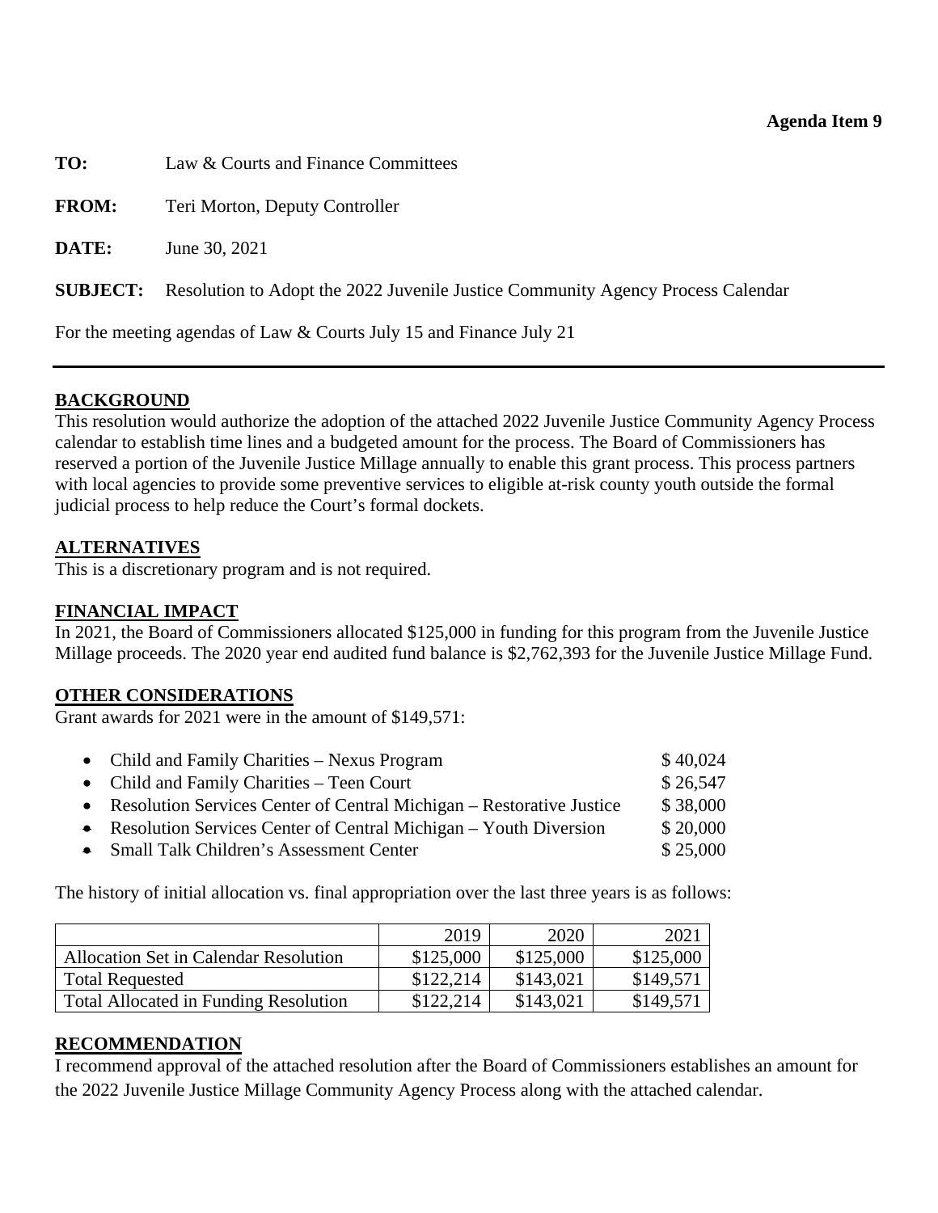**Agenda Item 9**

**TO:** Law & Courts and Finance Committees

**FROM:** Teri Morton, Deputy Controller

**DATE:** June 30, 2021

**SUBJECT:** Resolution to Adopt the 2022 Juvenile Justice Community Agency Process Calendar

For the meeting agendas of Law & Courts July 15 and Finance July 21

---

## BACKGROUND

This resolution would authorize the adoption of the attached 2022 Juvenile Justice Community Agency Process calendar to establish time lines and a budgeted amount for the process. The Board of Commissioners has reserved a portion of the Juvenile Justice Millage annually to enable this grant process. This process partners with local agencies to provide some preventive services to eligible at-risk county youth outside the formal judicial process to help reduce the Court's formal dockets.

## ALTERNATIVES

This is a discretionary program and is not required.

## FINANCIAL IMPACT

In 2021, the Board of Commissioners allocated $125,000 in funding for this program from the Juvenile Justice Millage proceeds. The 2020 year end audited fund balance is $2,762,393 for the Juvenile Justice Millage Fund.

## OTHER CONSIDERATIONS

Grant awards for 2021 were in the amount of $149,571:

- Child and Family Charities – Nexus Program $ 40,024
- Child and Family Charities – Teen Court $ 26,547
- Resolution Services Center of Central Michigan – Restorative Justice $ 38,000
- Resolution Services Center of Central Michigan – Youth Diversion $ 20,000
- Small Talk Children's Assessment Center $ 25,000

The history of initial allocation vs. final appropriation over the last three years is as follows:

| | 2019 | 2020 | 2021 |
|---|---|---|---|
| Allocation Set in Calendar Resolution | $125,000 | $125,000 | $125,000 |
| Total Requested | $122,214 | $143,021 | $149,571 |
| Total Allocated in Funding Resolution | $122,214 | $143,021 | $149,571 |

## RECOMMENDATION

I recommend approval of the attached resolution after the Board of Commissioners establishes an amount for the 2022 Juvenile Justice Millage Community Agency Process along with the attached calendar.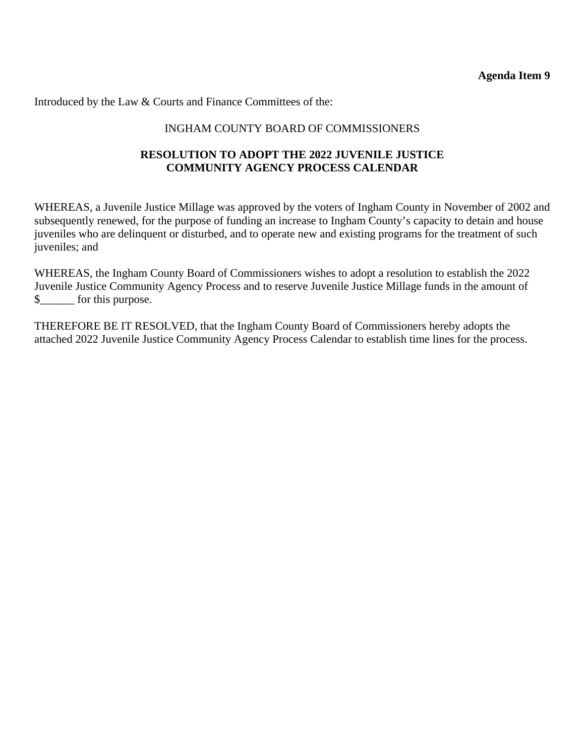**Agenda Item 9**

Introduced by the Law & Courts and Finance Committees of the:

INGHAM COUNTY BOARD OF COMMISSIONERS

**RESOLUTION TO ADOPT THE 2022 JUVENILE JUSTICE COMMUNITY AGENCY PROCESS CALENDAR**

WHEREAS, a Juvenile Justice Millage was approved by the voters of Ingham County in November of 2002 and subsequently renewed, for the purpose of funding an increase to Ingham County's capacity to detain and house juveniles who are delinquent or disturbed, and to operate new and existing programs for the treatment of such juveniles; and

WHEREAS, the Ingham County Board of Commissioners wishes to adopt a resolution to establish the 2022 Juvenile Justice Community Agency Process and to reserve Juvenile Justice Millage funds in the amount of $______ for this purpose.

THEREFORE BE IT RESOLVED, that the Ingham County Board of Commissioners hereby adopts the attached 2022 Juvenile Justice Community Agency Process Calendar to establish time lines for the process.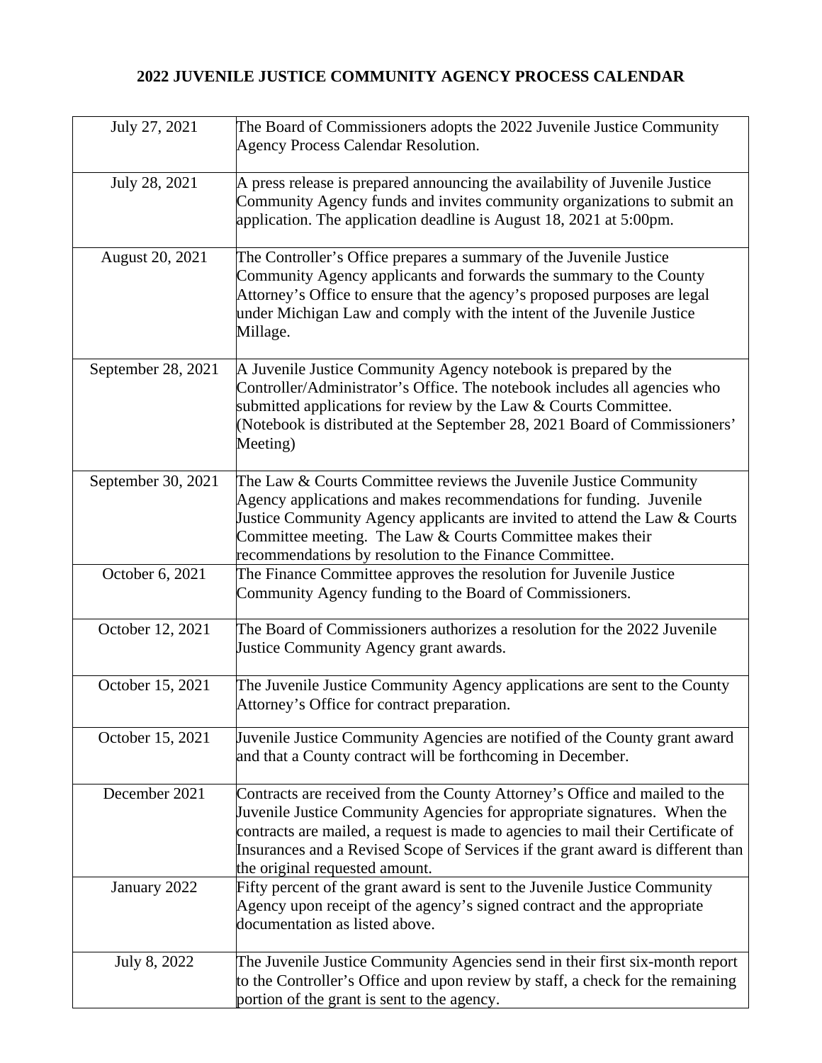# 2022 JUVENILE JUSTICE COMMUNITY AGENCY PROCESS CALENDAR

| | |
|---|---|
| July 27, 2021 | The Board of Commissioners adopts the 2022 Juvenile Justice Community Agency Process Calendar Resolution. |
| July 28, 2021 | A press release is prepared announcing the availability of Juvenile Justice Community Agency funds and invites community organizations to submit an application. The application deadline is August 18, 2021 at 5:00pm. |
| August 20, 2021 | The Controller's Office prepares a summary of the Juvenile Justice Community Agency applicants and forwards the summary to the County Attorney's Office to ensure that the agency's proposed purposes are legal under Michigan Law and comply with the intent of the Juvenile Justice Millage. |
| September 28, 2021 | A Juvenile Justice Community Agency notebook is prepared by the Controller/Administrator's Office. The notebook includes all agencies who submitted applications for review by the Law & Courts Committee. (Notebook is distributed at the September 28, 2021 Board of Commissioners' Meeting) |
| September 30, 2021 | The Law & Courts Committee reviews the Juvenile Justice Community Agency applications and makes recommendations for funding. Juvenile Justice Community Agency applicants are invited to attend the Law & Courts Committee meeting. The Law & Courts Committee makes their recommendations by resolution to the Finance Committee. |
| October 6, 2021 | The Finance Committee approves the resolution for Juvenile Justice Community Agency funding to the Board of Commissioners. |
| October 12, 2021 | The Board of Commissioners authorizes a resolution for the 2022 Juvenile Justice Community Agency grant awards. |
| October 15, 2021 | The Juvenile Justice Community Agency applications are sent to the County Attorney's Office for contract preparation. |
| October 15, 2021 | Juvenile Justice Community Agencies are notified of the County grant award and that a County contract will be forthcoming in December. |
| December 2021 | Contracts are received from the County Attorney's Office and mailed to the Juvenile Justice Community Agencies for appropriate signatures. When the contracts are mailed, a request is made to agencies to mail their Certificate of Insurances and a Revised Scope of Services if the grant award is different than the original requested amount. |
| January 2022 | Fifty percent of the grant award is sent to the Juvenile Justice Community Agency upon receipt of the agency's signed contract and the appropriate documentation as listed above. |
| July 8, 2022 | The Juvenile Justice Community Agencies send in their first six-month report to the Controller's Office and upon review by staff, a check for the remaining portion of the grant is sent to the agency. |